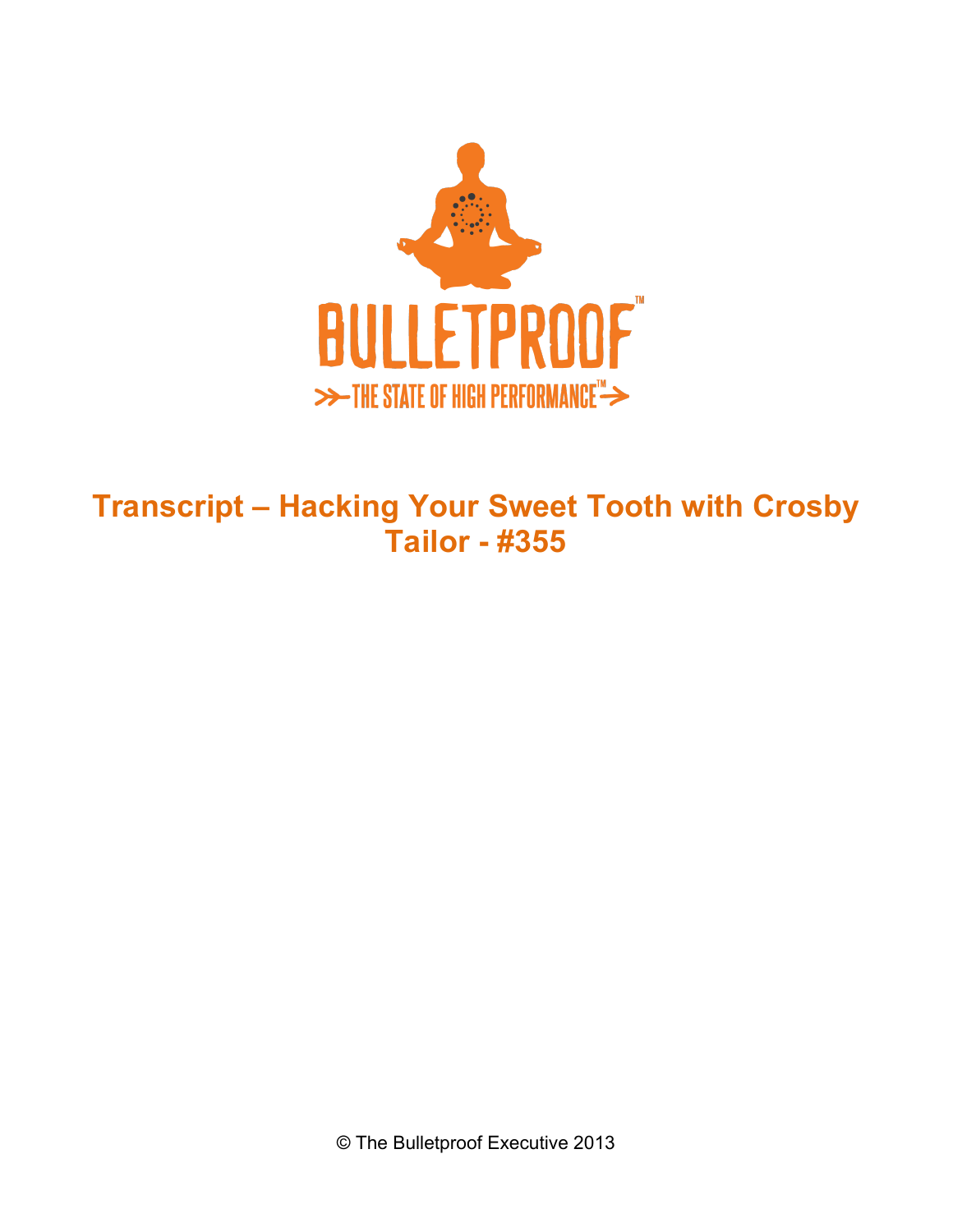BULLETPROOF™

THE STATE OF HIGH PERFORMANCE™

# Transcript – Hacking Your Sweet Tooth with Crosby Tailor - #355

© The Bulletproof Executive 2013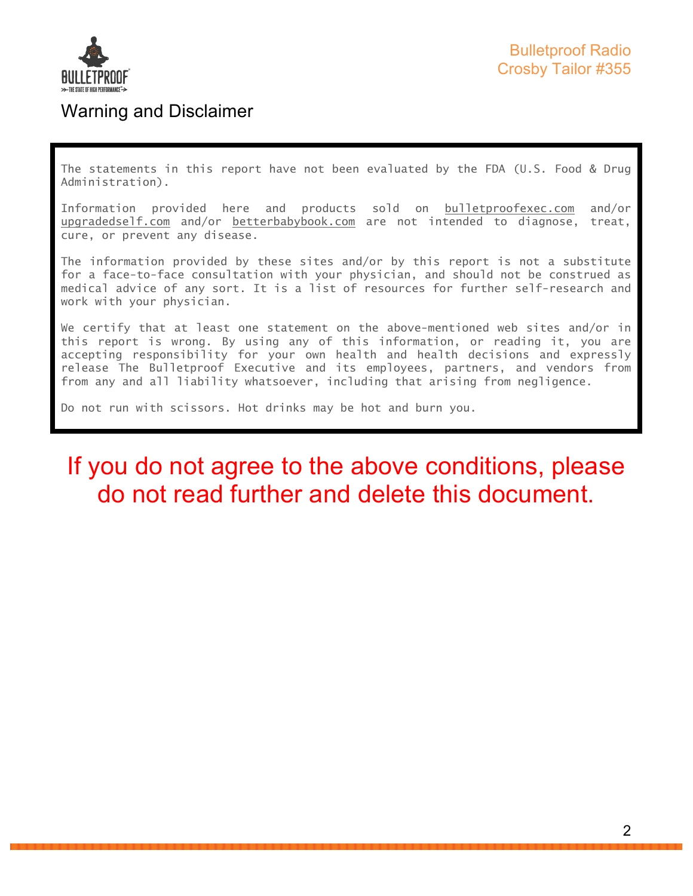## Warning and Disclaimer

The statements in this report have not been evaluated by the FDA (U.S. Food & Drug Administration).

Information provided here and products sold on bulletproofexec.com and/or upgradedself.com and/or betterbabybook.com are not intended to diagnose, treat, cure, or prevent any disease.

The information provided by these sites and/or by this report is not a substitute for a face-to-face consultation with your physician, and should not be construed as medical advice of any sort. It is a list of resources for further self-research and work with your physician.

We certify that at least one statement on the above-mentioned web sites and/or in this report is wrong. By using any of this information, or reading it, you are accepting responsibility for your own health and health decisions and expressly release The Bulletproof Executive and its employees, partners, and vendors from from any and all liability whatsoever, including that arising from negligence.

Do not run with scissors. Hot drinks may be hot and burn you.

**If you do not agree to the above conditions, please do not read further and delete this document.**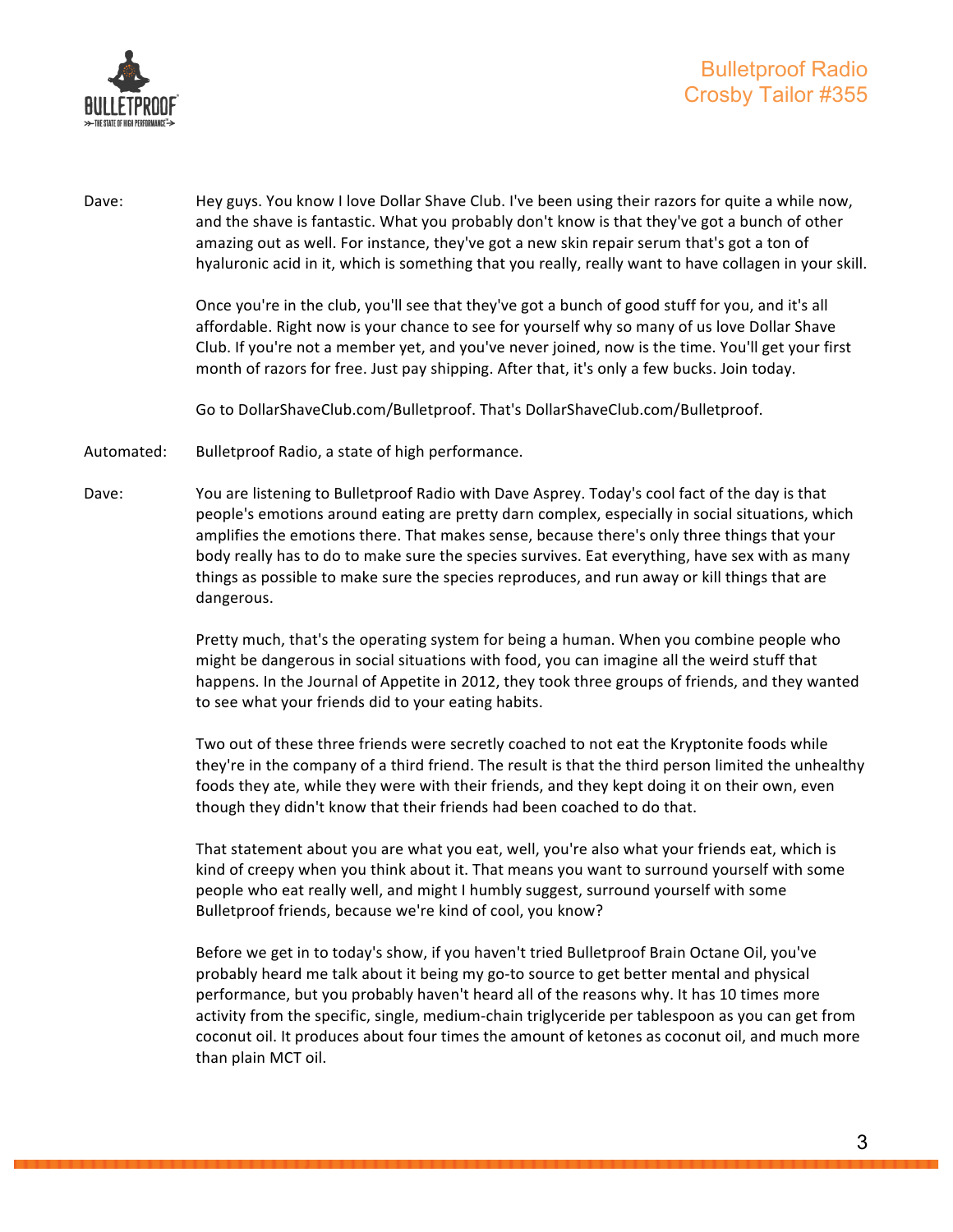Dave: Hey guys. You know I love Dollar Shave Club. I've been using their razors for quite a while now, and the shave is fantastic. What you probably don't know is that they've got a bunch of other amazing out as well. For instance, they've got a new skin repair serum that's got a ton of hyaluronic acid in it, which is something that you really, really want to have collagen in your skill.

Once you're in the club, you'll see that they've got a bunch of good stuff for you, and it's all affordable. Right now is your chance to see for yourself why so many of us love Dollar Shave Club. If you're not a member yet, and you've never joined, now is the time. You'll get your first month of razors for free. Just pay shipping. After that, it's only a few bucks. Join today.

Go to DollarShaveClub.com/Bulletproof. That's DollarShaveClub.com/Bulletproof.

Automated: Bulletproof Radio, a state of high performance.

Dave: You are listening to Bulletproof Radio with Dave Asprey. Today's cool fact of the day is that people's emotions around eating are pretty darn complex, especially in social situations, which amplifies the emotions there. That makes sense, because there's only three things that your body really has to do to make sure the species survives. Eat everything, have sex with as many things as possible to make sure the species reproduces, and run away or kill things that are dangerous.

Pretty much, that's the operating system for being a human. When you combine people who might be dangerous in social situations with food, you can imagine all the weird stuff that happens. In the Journal of Appetite in 2012, they took three groups of friends, and they wanted to see what your friends did to your eating habits.

Two out of these three friends were secretly coached to not eat the Kryptonite foods while they're in the company of a third friend. The result is that the third person limited the unhealthy foods they ate, while they were with their friends, and they kept doing it on their own, even though they didn't know that their friends had been coached to do that.

That statement about you are what you eat, well, you're also what your friends eat, which is kind of creepy when you think about it. That means you want to surround yourself with some people who eat really well, and might I humbly suggest, surround yourself with some Bulletproof friends, because we're kind of cool, you know?

Before we get in to today's show, if you haven't tried Bulletproof Brain Octane Oil, you've probably heard me talk about it being my go-to source to get better mental and physical performance, but you probably haven't heard all of the reasons why. It has 10 times more activity from the specific, single, medium-chain triglyceride per tablespoon as you can get from coconut oil. It produces about four times the amount of ketones as coconut oil, and much more than plain MCT oil.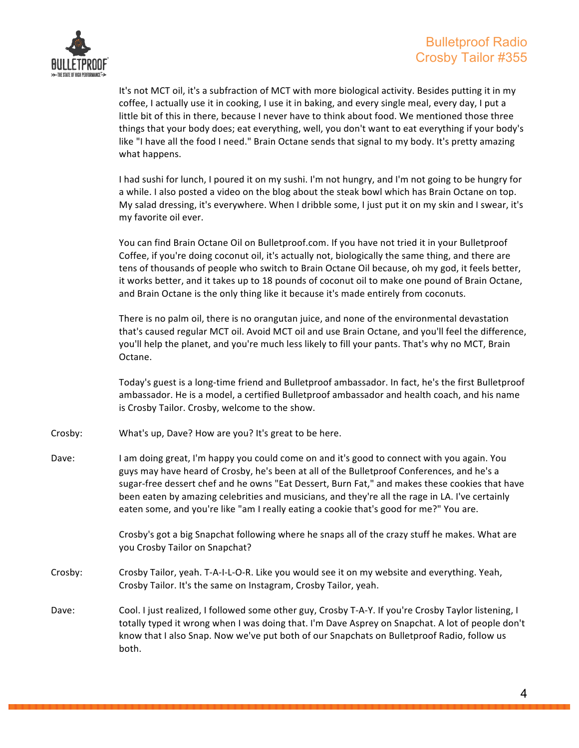It's not MCT oil, it's a subfraction of MCT with more biological activity. Besides putting it in my coffee, I actually use it in cooking, I use it in baking, and every single meal, every day, I put a little bit of this in there, because I never have to think about food. We mentioned those three things that your body does; eat everything, well, you don't want to eat everything if your body's like "I have all the food I need." Brain Octane sends that signal to my body. It's pretty amazing what happens.

I had sushi for lunch, I poured it on my sushi. I'm not hungry, and I'm not going to be hungry for a while. I also posted a video on the blog about the steak bowl which has Brain Octane on top. My salad dressing, it's everywhere. When I dribble some, I just put it on my skin and I swear, it's my favorite oil ever.

You can find Brain Octane Oil on Bulletproof.com. If you have not tried it in your Bulletproof Coffee, if you're doing coconut oil, it's actually not, biologically the same thing, and there are tens of thousands of people who switch to Brain Octane Oil because, oh my god, it feels better, it works better, and it takes up to 18 pounds of coconut oil to make one pound of Brain Octane, and Brain Octane is the only thing like it because it's made entirely from coconuts.

There is no palm oil, there is no orangutan juice, and none of the environmental devastation that's caused regular MCT oil. Avoid MCT oil and use Brain Octane, and you'll feel the difference, you'll help the planet, and you're much less likely to fill your pants. That's why no MCT, Brain Octane.

Today's guest is a long-time friend and Bulletproof ambassador. In fact, he's the first Bulletproof ambassador. He is a model, a certified Bulletproof ambassador and health coach, and his name is Crosby Tailor. Crosby, welcome to the show.

Crosby: What's up, Dave? How are you? It's great to be here.

Dave: I am doing great, I'm happy you could come on and it's good to connect with you again. You guys may have heard of Crosby, he's been at all of the Bulletproof Conferences, and he's a sugar-free dessert chef and he owns "Eat Dessert, Burn Fat," and makes these cookies that have been eaten by amazing celebrities and musicians, and they're all the rage in LA. I've certainly eaten some, and you're like "am I really eating a cookie that's good for me?" You are.

Crosby's got a big Snapchat following where he snaps all of the crazy stuff he makes. What are you Crosby Tailor on Snapchat?

Crosby: Crosby Tailor, yeah. T-A-I-L-O-R. Like you would see it on my website and everything. Yeah, Crosby Tailor. It's the same on Instagram, Crosby Tailor, yeah.

Dave: Cool. I just realized, I followed some other guy, Crosby T-A-Y. If you're Crosby Taylor listening, I totally typed it wrong when I was doing that. I'm Dave Asprey on Snapchat. A lot of people don't know that I also Snap. Now we've put both of our Snapchats on Bulletproof Radio, follow us both.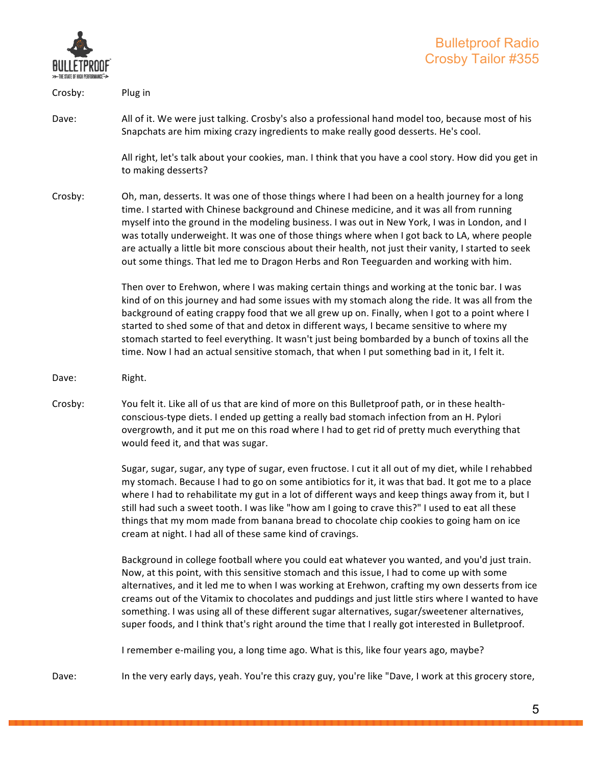Crosby: Plug in

Dave: All of it. We were just talking. Crosby's also a professional hand model too, because most of his Snapchats are him mixing crazy ingredients to make really good desserts. He's cool.

All right, let's talk about your cookies, man. I think that you have a cool story. How did you get in to making desserts?

Crosby: Oh, man, desserts. It was one of those things where I had been on a health journey for a long time. I started with Chinese background and Chinese medicine, and it was all from running myself into the ground in the modeling business. I was out in New York, I was in London, and I was totally underweight. It was one of those things where when I got back to LA, where people are actually a little bit more conscious about their health, not just their vanity, I started to seek out some things. That led me to Dragon Herbs and Ron Teeguarden and working with him.

Then over to Erehwon, where I was making certain things and working at the tonic bar. I was kind of on this journey and had some issues with my stomach along the ride. It was all from the background of eating crappy food that we all grew up on. Finally, when I got to a point where I started to shed some of that and detox in different ways, I became sensitive to where my stomach started to feel everything. It wasn't just being bombarded by a bunch of toxins all the time. Now I had an actual sensitive stomach, that when I put something bad in it, I felt it.

Dave: Right.

Crosby: You felt it. Like all of us that are kind of more on this Bulletproof path, or in these health-conscious-type diets. I ended up getting a really bad stomach infection from an H. Pylori overgrowth, and it put me on this road where I had to get rid of pretty much everything that would feed it, and that was sugar.

Sugar, sugar, sugar, any type of sugar, even fructose. I cut it all out of my diet, while I rehabbed my stomach. Because I had to go on some antibiotics for it, it was that bad. It got me to a place where I had to rehabilitate my gut in a lot of different ways and keep things away from it, but I still had such a sweet tooth. I was like "how am I going to crave this?" I used to eat all these things that my mom made from banana bread to chocolate chip cookies to going ham on ice cream at night. I had all of these same kind of cravings.

Background in college football where you could eat whatever you wanted, and you'd just train. Now, at this point, with this sensitive stomach and this issue, I had to come up with some alternatives, and it led me to when I was working at Erehwon, crafting my own desserts from ice creams out of the Vitamix to chocolates and puddings and just little stirs where I wanted to have something. I was using all of these different sugar alternatives, sugar/sweetener alternatives, super foods, and I think that's right around the time that I really got interested in Bulletproof.

I remember e-mailing you, a long time ago. What is this, like four years ago, maybe?

Dave: In the very early days, yeah. You're this crazy guy, you're like "Dave, I work at this grocery store,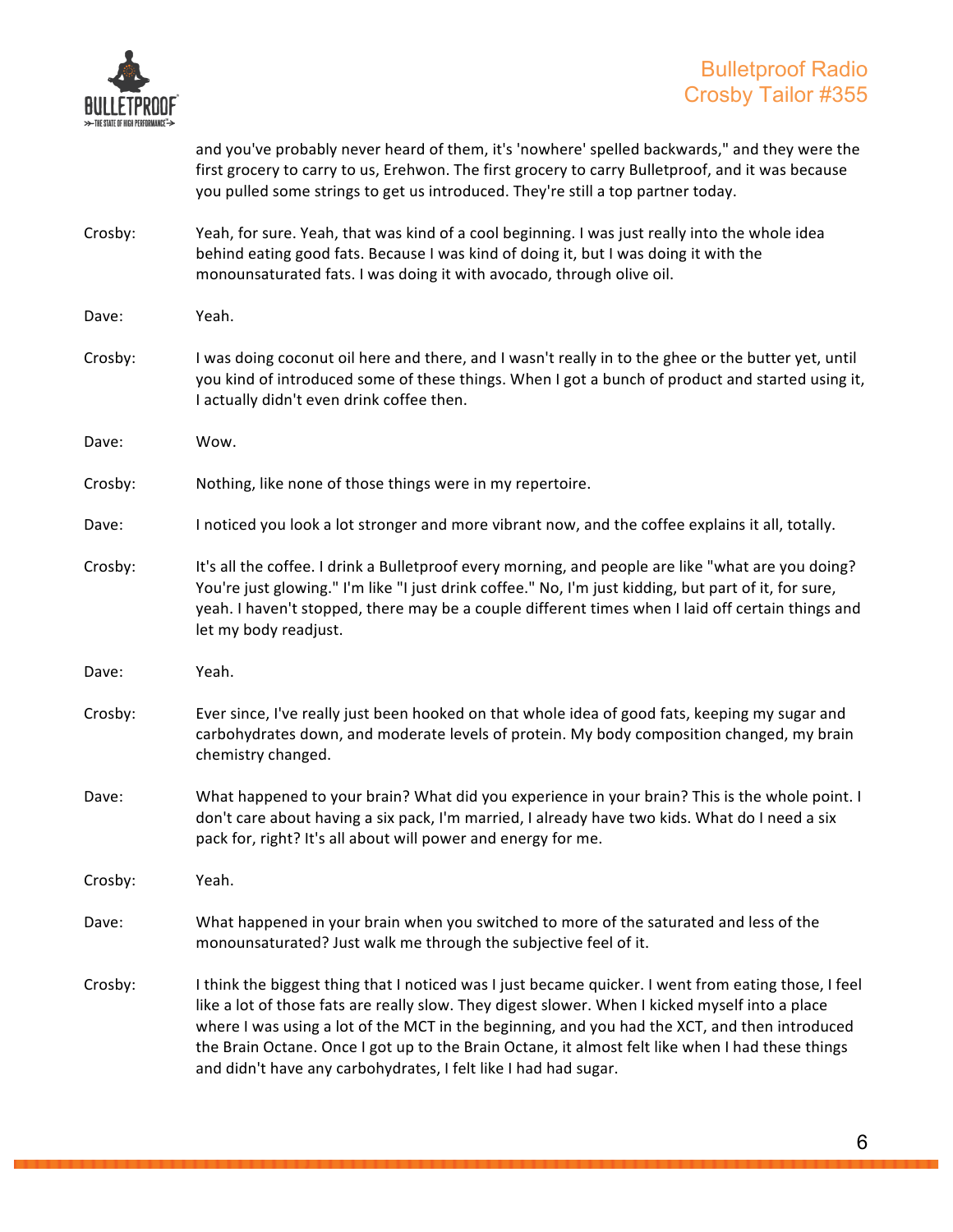and you've probably never heard of them, it's 'nowhere' spelled backwards," and they were the first grocery to carry to us, Erehwon. The first grocery to carry Bulletproof, and it was because you pulled some strings to get us introduced. They're still a top partner today.

Crosby: Yeah, for sure. Yeah, that was kind of a cool beginning. I was just really into the whole idea behind eating good fats. Because I was kind of doing it, but I was doing it with the monounsaturated fats. I was doing it with avocado, through olive oil.

Dave: Yeah.

Crosby: I was doing coconut oil here and there, and I wasn't really in to the ghee or the butter yet, until you kind of introduced some of these things. When I got a bunch of product and started using it, I actually didn't even drink coffee then.

Dave: Wow.

Crosby: Nothing, like none of those things were in my repertoire.

Dave: I noticed you look a lot stronger and more vibrant now, and the coffee explains it all, totally.

Crosby: It's all the coffee. I drink a Bulletproof every morning, and people are like "what are you doing? You're just glowing." I'm like "I just drink coffee." No, I'm just kidding, but part of it, for sure, yeah. I haven't stopped, there may be a couple different times when I laid off certain things and let my body readjust.

Dave: Yeah.

Crosby: Ever since, I've really just been hooked on that whole idea of good fats, keeping my sugar and carbohydrates down, and moderate levels of protein. My body composition changed, my brain chemistry changed.

Dave: What happened to your brain? What did you experience in your brain? This is the whole point. I don't care about having a six pack, I'm married, I already have two kids. What do I need a six pack for, right? It's all about will power and energy for me.

Crosby: Yeah.

Dave: What happened in your brain when you switched to more of the saturated and less of the monounsaturated? Just walk me through the subjective feel of it.

Crosby: I think the biggest thing that I noticed was I just became quicker. I went from eating those, I feel like a lot of those fats are really slow. They digest slower. When I kicked myself into a place where I was using a lot of the MCT in the beginning, and you had the XCT, and then introduced the Brain Octane. Once I got up to the Brain Octane, it almost felt like when I had these things and didn't have any carbohydrates, I felt like I had had sugar.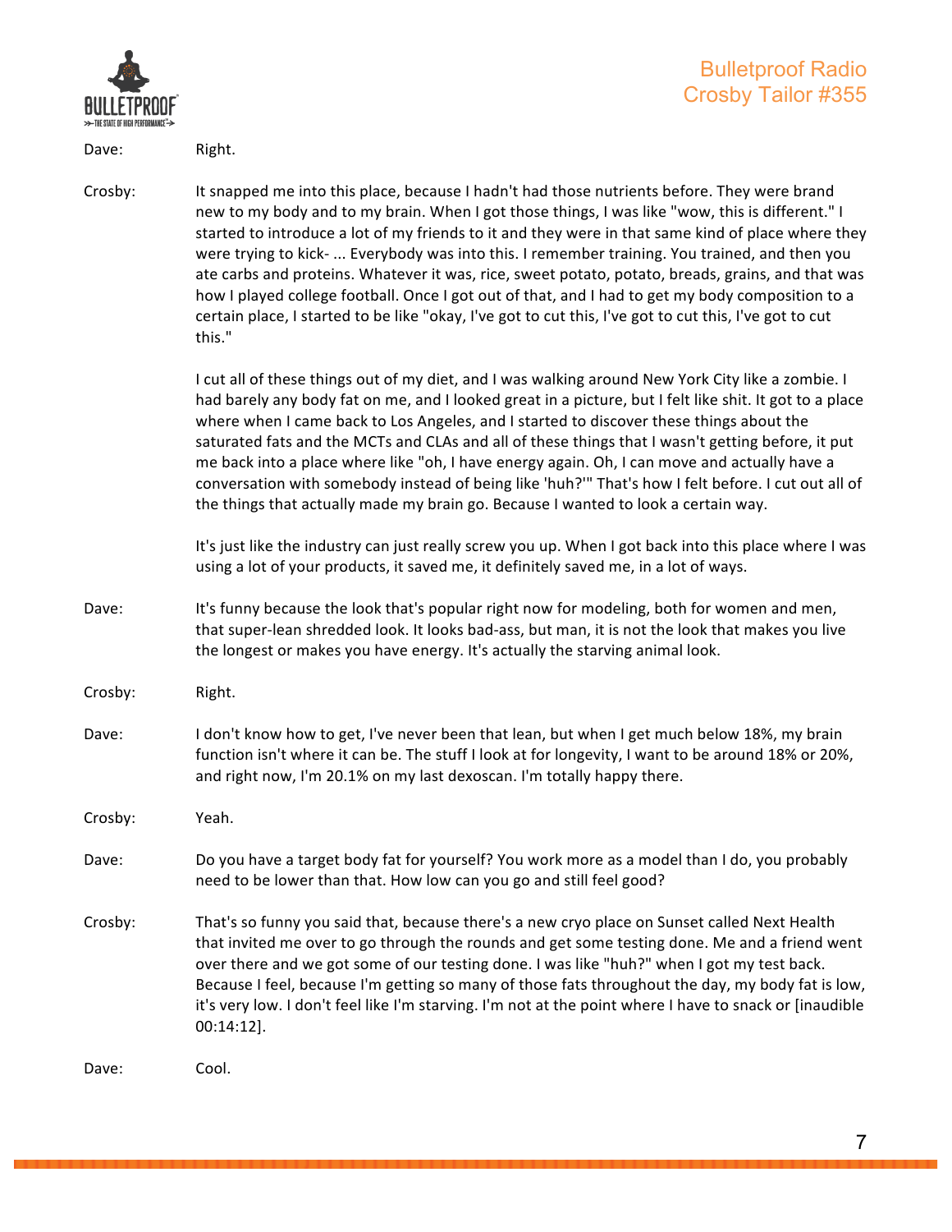Dave: Right.

Crosby: It snapped me into this place, because I hadn't had those nutrients before. They were brand new to my body and to my brain. When I got those things, I was like "wow, this is different." I started to introduce a lot of my friends to it and they were in that same kind of place where they were trying to kick- ... Everybody was into this. I remember training. You trained, and then you ate carbs and proteins. Whatever it was, rice, sweet potato, potato, breads, grains, and that was how I played college football. Once I got out of that, and I had to get my body composition to a certain place, I started to be like "okay, I've got to cut this, I've got to cut this, I've got to cut this."

I cut all of these things out of my diet, and I was walking around New York City like a zombie. I had barely any body fat on me, and I looked great in a picture, but I felt like shit. It got to a place where when I came back to Los Angeles, and I started to discover these things about the saturated fats and the MCTs and CLAs and all of these things that I wasn't getting before, it put me back into a place where like "oh, I have energy again. Oh, I can move and actually have a conversation with somebody instead of being like 'huh?'" That's how I felt before. I cut out all of the things that actually made my brain go. Because I wanted to look a certain way.

It's just like the industry can just really screw you up. When I got back into this place where I was using a lot of your products, it saved me, it definitely saved me, in a lot of ways.

Dave: It's funny because the look that's popular right now for modeling, both for women and men, that super-lean shredded look. It looks bad-ass, but man, it is not the look that makes you live the longest or makes you have energy. It's actually the starving animal look.

Crosby: Right.

Dave: I don't know how to get, I've never been that lean, but when I get much below 18%, my brain function isn't where it can be. The stuff I look at for longevity, I want to be around 18% or 20%, and right now, I'm 20.1% on my last dexoscan. I'm totally happy there.

Crosby: Yeah.

Dave: Do you have a target body fat for yourself? You work more as a model than I do, you probably need to be lower than that. How low can you go and still feel good?

Crosby: That's so funny you said that, because there's a new cryo place on Sunset called Next Health that invited me over to go through the rounds and get some testing done. Me and a friend went over there and we got some of our testing done. I was like "huh?" when I got my test back. Because I feel, because I'm getting so many of those fats throughout the day, my body fat is low, it's very low. I don't feel like I'm starving. I'm not at the point where I have to snack or [inaudible 00:14:12].

Dave: Cool.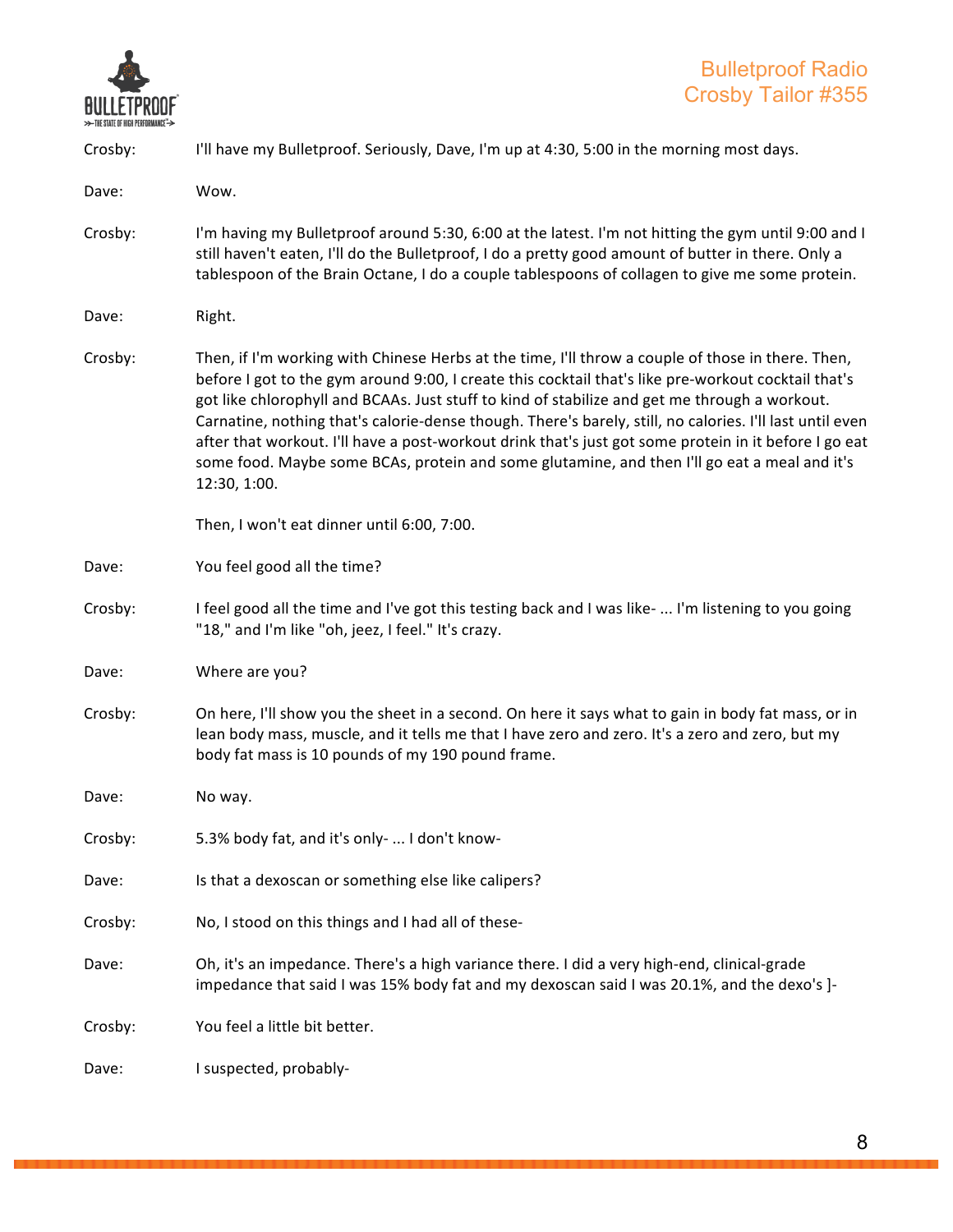Crosby: I'll have my Bulletproof. Seriously, Dave, I'm up at 4:30, 5:00 in the morning most days.

Dave: Wow.

Crosby: I'm having my Bulletproof around 5:30, 6:00 at the latest. I'm not hitting the gym until 9:00 and I still haven't eaten, I'll do the Bulletproof, I do a pretty good amount of butter in there. Only a tablespoon of the Brain Octane, I do a couple tablespoons of collagen to give me some protein.

Dave: Right.

Crosby: Then, if I'm working with Chinese Herbs at the time, I'll throw a couple of those in there. Then, before I got to the gym around 9:00, I create this cocktail that's like pre-workout cocktail that's got like chlorophyll and BCAAs. Just stuff to kind of stabilize and get me through a workout. Carnatine, nothing that's calorie-dense though. There's barely, still, no calories. I'll last until even after that workout. I'll have a post-workout drink that's just got some protein in it before I go eat some food. Maybe some BCAs, protein and some glutamine, and then I'll go eat a meal and it's 12:30, 1:00.

Then, I won't eat dinner until 6:00, 7:00.

Dave: You feel good all the time?

Crosby: I feel good all the time and I've got this testing back and I was like- ... I'm listening to you going "18," and I'm like "oh, jeez, I feel." It's crazy.

Dave: Where are you?

Crosby: On here, I'll show you the sheet in a second. On here it says what to gain in body fat mass, or in lean body mass, muscle, and it tells me that I have zero and zero. It's a zero and zero, but my body fat mass is 10 pounds of my 190 pound frame.

Dave: No way.

Crosby: 5.3% body fat, and it's only- ... I don't know-

Dave: Is that a dexoscan or something else like calipers?

Crosby: No, I stood on this things and I had all of these-

Dave: Oh, it's an impedance. There's a high variance there. I did a very high-end, clinical-grade impedance that said I was 15% body fat and my dexoscan said I was 20.1%, and the dexo's ]-

Crosby: You feel a little bit better.

Dave: I suspected, probably-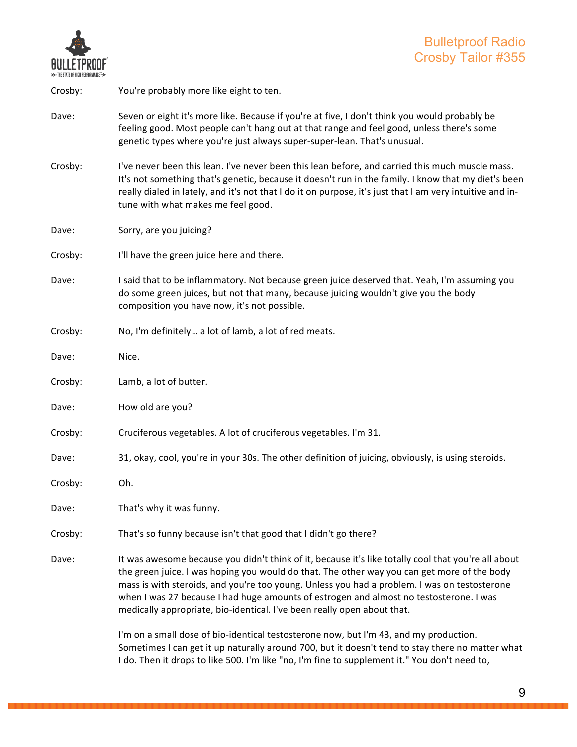Crosby: You're probably more like eight to ten.

Dave: Seven or eight it's more like. Because if you're at five, I don't think you would probably be feeling good. Most people can't hang out at that range and feel good, unless there's some genetic types where you're just always super-super-lean. That's unusual.

Crosby: I've never been this lean. I've never been this lean before, and carried this much muscle mass. It's not something that's genetic, because it doesn't run in the family. I know that my diet's been really dialed in lately, and it's not that I do it on purpose, it's just that I am very intuitive and in-tune with what makes me feel good.

Dave: Sorry, are you juicing?

Crosby: I'll have the green juice here and there.

Dave: I said that to be inflammatory. Not because green juice deserved that. Yeah, I'm assuming you do some green juices, but not that many, because juicing wouldn't give you the body composition you have now, it's not possible.

Crosby: No, I'm definitely… a lot of lamb, a lot of red meats.

Dave: Nice.

Crosby: Lamb, a lot of butter.

Dave: How old are you?

Crosby: Cruciferous vegetables. A lot of cruciferous vegetables. I'm 31.

Dave: 31, okay, cool, you're in your 30s. The other definition of juicing, obviously, is using steroids.

Crosby: Oh.

Dave: That's why it was funny.

Crosby: That's so funny because isn't that good that I didn't go there?

Dave: It was awesome because you didn't think of it, because it's like totally cool that you're all about the green juice. I was hoping you would do that. The other way you can get more of the body mass is with steroids, and you're too young. Unless you had a problem. I was on testosterone when I was 27 because I had huge amounts of estrogen and almost no testosterone. I was medically appropriate, bio-identical. I've been really open about that.

I'm on a small dose of bio-identical testosterone now, but I'm 43, and my production. Sometimes I can get it up naturally around 700, but it doesn't tend to stay there no matter what I do. Then it drops to like 500. I'm like "no, I'm fine to supplement it." You don't need to,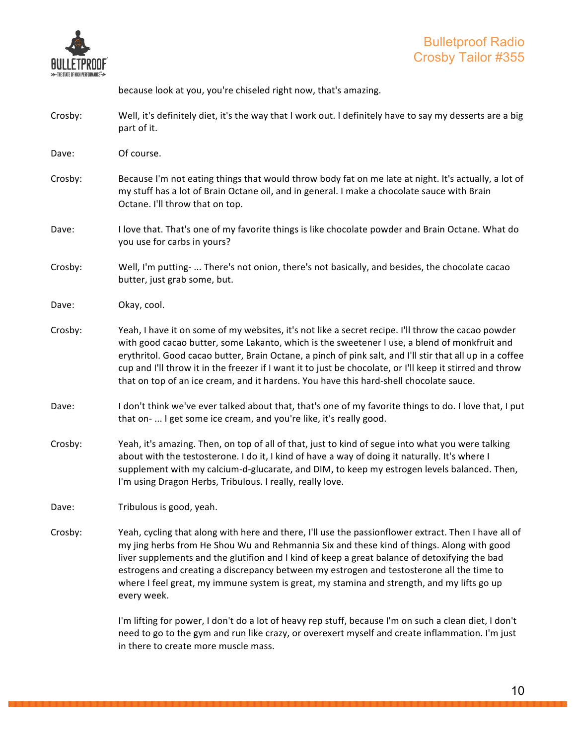because look at you, you're chiseled right now, that's amazing.

Crosby: Well, it's definitely diet, it's the way that I work out. I definitely have to say my desserts are a big part of it.

Dave: Of course.

Crosby: Because I'm not eating things that would throw body fat on me late at night. It's actually, a lot of my stuff has a lot of Brain Octane oil, and in general. I make a chocolate sauce with Brain Octane. I'll throw that on top.

Dave: I love that. That's one of my favorite things is like chocolate powder and Brain Octane. What do you use for carbs in yours?

Crosby: Well, I'm putting- ... There's not onion, there's not basically, and besides, the chocolate cacao butter, just grab some, but.

Dave: Okay, cool.

Crosby: Yeah, I have it on some of my websites, it's not like a secret recipe. I'll throw the cacao powder with good cacao butter, some Lakanto, which is the sweetener I use, a blend of monkfruit and erythritol. Good cacao butter, Brain Octane, a pinch of pink salt, and I'll stir that all up in a coffee cup and I'll throw it in the freezer if I want it to just be chocolate, or I'll keep it stirred and throw that on top of an ice cream, and it hardens. You have this hard-shell chocolate sauce.

Dave: I don't think we've ever talked about that, that's one of my favorite things to do. I love that, I put that on- ... I get some ice cream, and you're like, it's really good.

Crosby: Yeah, it's amazing. Then, on top of all of that, just to kind of segue into what you were talking about with the testosterone. I do it, I kind of have a way of doing it naturally. It's where I supplement with my calcium-d-glucarate, and DIM, to keep my estrogen levels balanced. Then, I'm using Dragon Herbs, Tribulous. I really, really love.

Dave: Tribulous is good, yeah.

Crosby: Yeah, cycling that along with here and there, I'll use the passionflower extract. Then I have all of my jing herbs from He Shou Wu and Rehmannia Six and these kind of things. Along with good liver supplements and the glutifion and I kind of keep a great balance of detoxifying the bad estrogens and creating a discrepancy between my estrogen and testosterone all the time to where I feel great, my immune system is great, my stamina and strength, and my lifts go up every week.

I'm lifting for power, I don't do a lot of heavy rep stuff, because I'm on such a clean diet, I don't need to go to the gym and run like crazy, or overexert myself and create inflammation. I'm just in there to create more muscle mass.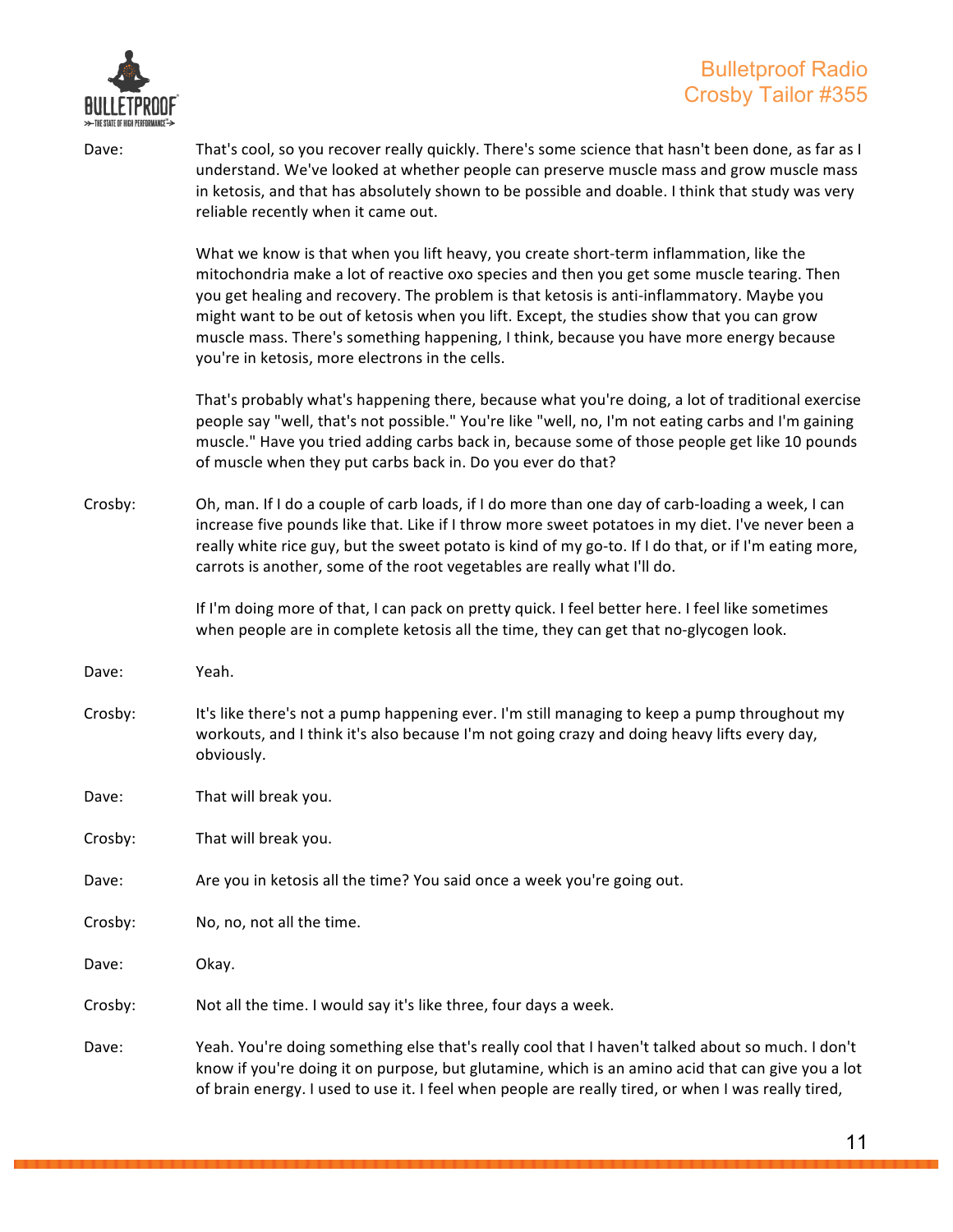Dave: That's cool, so you recover really quickly. There's some science that hasn't been done, as far as I understand. We've looked at whether people can preserve muscle mass and grow muscle mass in ketosis, and that has absolutely shown to be possible and doable. I think that study was very reliable recently when it came out.

What we know is that when you lift heavy, you create short-term inflammation, like the mitochondria make a lot of reactive oxo species and then you get some muscle tearing. Then you get healing and recovery. The problem is that ketosis is anti-inflammatory. Maybe you might want to be out of ketosis when you lift. Except, the studies show that you can grow muscle mass. There's something happening, I think, because you have more energy because you're in ketosis, more electrons in the cells.

That's probably what's happening there, because what you're doing, a lot of traditional exercise people say "well, that's not possible." You're like "well, no, I'm not eating carbs and I'm gaining muscle." Have you tried adding carbs back in, because some of those people get like 10 pounds of muscle when they put carbs back in. Do you ever do that?

Crosby: Oh, man. If I do a couple of carb loads, if I do more than one day of carb-loading a week, I can increase five pounds like that. Like if I throw more sweet potatoes in my diet. I've never been a really white rice guy, but the sweet potato is kind of my go-to. If I do that, or if I'm eating more, carrots is another, some of the root vegetables are really what I'll do.

If I'm doing more of that, I can pack on pretty quick. I feel better here. I feel like sometimes when people are in complete ketosis all the time, they can get that no-glycogen look.

Dave: Yeah.

Crosby: It's like there's not a pump happening ever. I'm still managing to keep a pump throughout my workouts, and I think it's also because I'm not going crazy and doing heavy lifts every day, obviously.

Dave: That will break you.

Crosby: That will break you.

Dave: Are you in ketosis all the time? You said once a week you're going out.

Crosby: No, no, not all the time.

Dave: Okay.

Crosby: Not all the time. I would say it's like three, four days a week.

Dave: Yeah. You're doing something else that's really cool that I haven't talked about so much. I don't know if you're doing it on purpose, but glutamine, which is an amino acid that can give you a lot of brain energy. I used to use it. I feel when people are really tired, or when I was really tired,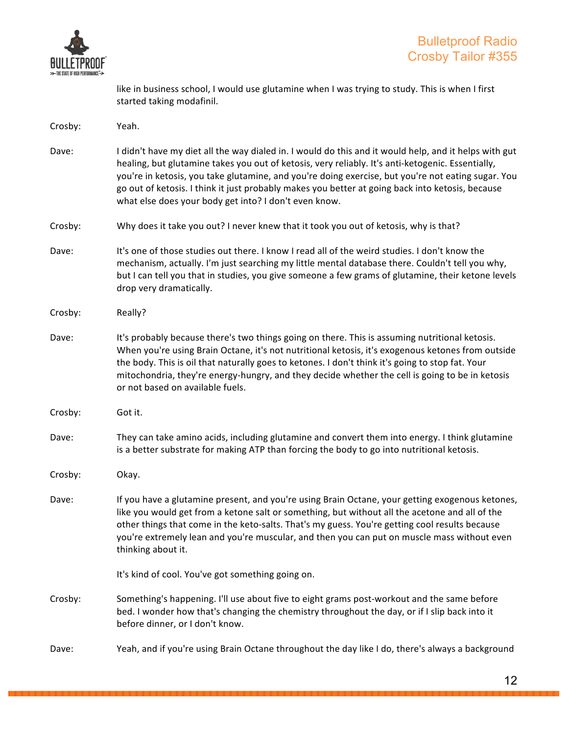like in business school, I would use glutamine when I was trying to study. This is when I first started taking modafinil.

Crosby: Yeah.

Dave: I didn't have my diet all the way dialed in. I would do this and it would help, and it helps with gut healing, but glutamine takes you out of ketosis, very reliably. It's anti-ketogenic. Essentially, you're in ketosis, you take glutamine, and you're doing exercise, but you're not eating sugar. You go out of ketosis. I think it just probably makes you better at going back into ketosis, because what else does your body get into? I don't even know.

Crosby: Why does it take you out? I never knew that it took you out of ketosis, why is that?

Dave: It's one of those studies out there. I know I read all of the weird studies. I don't know the mechanism, actually. I'm just searching my little mental database there. Couldn't tell you why, but I can tell you that in studies, you give someone a few grams of glutamine, their ketone levels drop very dramatically.

Crosby: Really?

Dave: It's probably because there's two things going on there. This is assuming nutritional ketosis. When you're using Brain Octane, it's not nutritional ketosis, it's exogenous ketones from outside the body. This is oil that naturally goes to ketones. I don't think it's going to stop fat. Your mitochondria, they're energy-hungry, and they decide whether the cell is going to be in ketosis or not based on available fuels.

Crosby: Got it.

Dave: They can take amino acids, including glutamine and convert them into energy. I think glutamine is a better substrate for making ATP than forcing the body to go into nutritional ketosis.

Crosby: Okay.

Dave: If you have a glutamine present, and you're using Brain Octane, your getting exogenous ketones, like you would get from a ketone salt or something, but without all the acetone and all of the other things that come in the keto-salts. That's my guess. You're getting cool results because you're extremely lean and you're muscular, and then you can put on muscle mass without even thinking about it.

It's kind of cool. You've got something going on.

Crosby: Something's happening. I'll use about five to eight grams post-workout and the same before bed. I wonder how that's changing the chemistry throughout the day, or if I slip back into it before dinner, or I don't know.

Dave: Yeah, and if you're using Brain Octane throughout the day like I do, there's always a background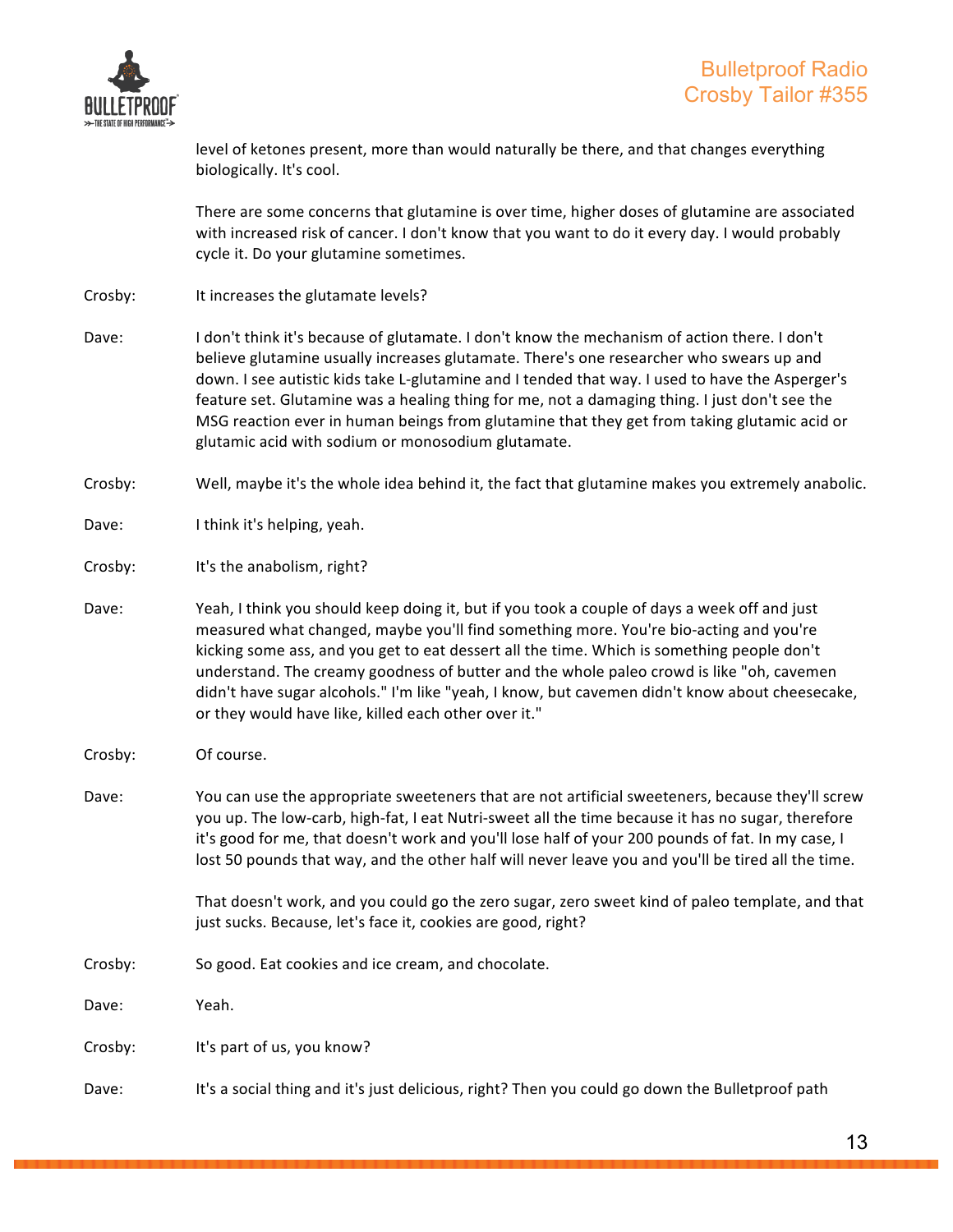level of ketones present, more than would naturally be there, and that changes everything biologically. It's cool.

There are some concerns that glutamine is over time, higher doses of glutamine are associated with increased risk of cancer. I don't know that you want to do it every day. I would probably cycle it. Do your glutamine sometimes.

Crosby: It increases the glutamate levels?

Dave: I don't think it's because of glutamate. I don't know the mechanism of action there. I don't believe glutamine usually increases glutamate. There's one researcher who swears up and down. I see autistic kids take L-glutamine and I tended that way. I used to have the Asperger's feature set. Glutamine was a healing thing for me, not a damaging thing. I just don't see the MSG reaction ever in human beings from glutamine that they get from taking glutamic acid or glutamic acid with sodium or monosodium glutamate.

Crosby: Well, maybe it's the whole idea behind it, the fact that glutamine makes you extremely anabolic.

Dave: I think it's helping, yeah.

Crosby: It's the anabolism, right?

Dave: Yeah, I think you should keep doing it, but if you took a couple of days a week off and just measured what changed, maybe you'll find something more. You're bio-acting and you're kicking some ass, and you get to eat dessert all the time. Which is something people don't understand. The creamy goodness of butter and the whole paleo crowd is like "oh, cavemen didn't have sugar alcohols." I'm like "yeah, I know, but cavemen didn't know about cheesecake, or they would have like, killed each other over it."

Crosby: Of course.

Dave: You can use the appropriate sweeteners that are not artificial sweeteners, because they'll screw you up. The low-carb, high-fat, I eat Nutri-sweet all the time because it has no sugar, therefore it's good for me, that doesn't work and you'll lose half of your 200 pounds of fat. In my case, I lost 50 pounds that way, and the other half will never leave you and you'll be tired all the time.

That doesn't work, and you could go the zero sugar, zero sweet kind of paleo template, and that just sucks. Because, let's face it, cookies are good, right?

Crosby: So good. Eat cookies and ice cream, and chocolate.

Dave: Yeah.

Crosby: It's part of us, you know?

Dave: It's a social thing and it's just delicious, right? Then you could go down the Bulletproof path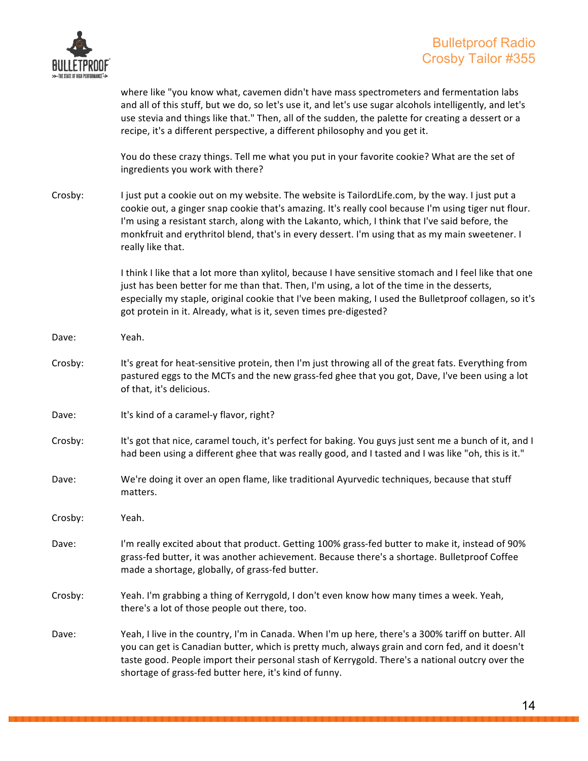where like "you know what, cavemen didn't have mass spectrometers and fermentation labs and all of this stuff, but we do, so let's use it, and let's use sugar alcohols intelligently, and let's use stevia and things like that." Then, all of the sudden, the palette for creating a dessert or a recipe, it's a different perspective, a different philosophy and you get it.

You do these crazy things. Tell me what you put in your favorite cookie? What are the set of ingredients you work with there?

Crosby: I just put a cookie out on my website. The website is TailordLife.com, by the way. I just put a cookie out, a ginger snap cookie that's amazing. It's really cool because I'm using tiger nut flour. I'm using a resistant starch, along with the Lakanto, which, I think that I've said before, the monkfruit and erythritol blend, that's in every dessert. I'm using that as my main sweetener. I really like that.

I think I like that a lot more than xylitol, because I have sensitive stomach and I feel like that one just has been better for me than that. Then, I'm using, a lot of the time in the desserts, especially my staple, original cookie that I've been making, I used the Bulletproof collagen, so it's got protein in it. Already, what is it, seven times pre-digested?

Dave: Yeah.

Crosby: It's great for heat-sensitive protein, then I'm just throwing all of the great fats. Everything from pastured eggs to the MCTs and the new grass-fed ghee that you got, Dave, I've been using a lot of that, it's delicious.

Dave: It's kind of a caramel-y flavor, right?

Crosby: It's got that nice, caramel touch, it's perfect for baking. You guys just sent me a bunch of it, and I had been using a different ghee that was really good, and I tasted and I was like "oh, this is it."

Dave: We're doing it over an open flame, like traditional Ayurvedic techniques, because that stuff matters.

Crosby: Yeah.

Dave: I'm really excited about that product. Getting 100% grass-fed butter to make it, instead of 90% grass-fed butter, it was another achievement. Because there's a shortage. Bulletproof Coffee made a shortage, globally, of grass-fed butter.

Crosby: Yeah. I'm grabbing a thing of Kerrygold, I don't even know how many times a week. Yeah, there's a lot of those people out there, too.

Dave: Yeah, I live in the country, I'm in Canada. When I'm up here, there's a 300% tariff on butter. All you can get is Canadian butter, which is pretty much, always grain and corn fed, and it doesn't taste good. People import their personal stash of Kerrygold. There's a national outcry over the shortage of grass-fed butter here, it's kind of funny.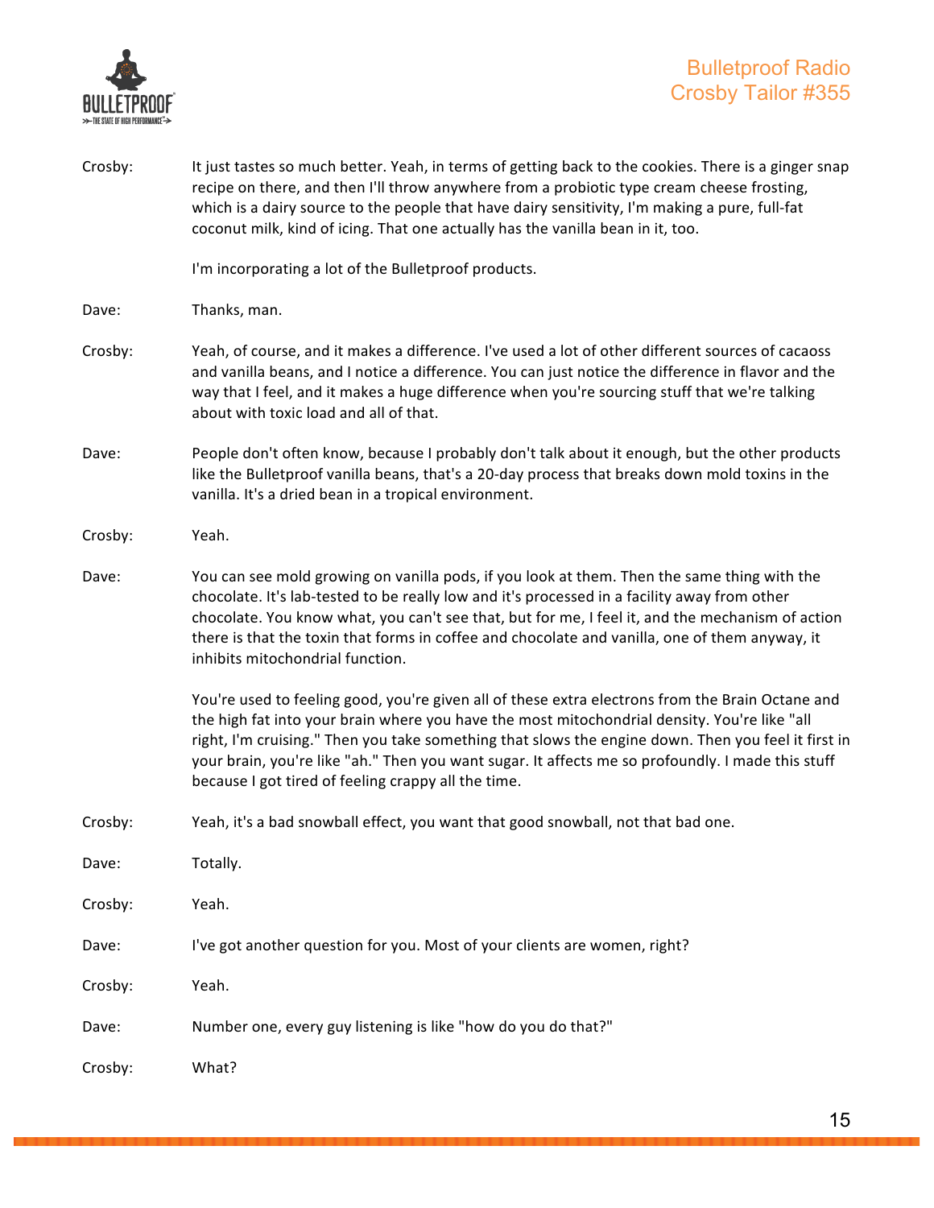Crosby: It just tastes so much better. Yeah, in terms of getting back to the cookies. There is a ginger snap recipe on there, and then I'll throw anywhere from a probiotic type cream cheese frosting, which is a dairy source to the people that have dairy sensitivity, I'm making a pure, full-fat coconut milk, kind of icing. That one actually has the vanilla bean in it, too.

I'm incorporating a lot of the Bulletproof products.

Dave: Thanks, man.

Crosby: Yeah, of course, and it makes a difference. I've used a lot of other different sources of cacaoss and vanilla beans, and I notice a difference. You can just notice the difference in flavor and the way that I feel, and it makes a huge difference when you're sourcing stuff that we're talking about with toxic load and all of that.

Dave: People don't often know, because I probably don't talk about it enough, but the other products like the Bulletproof vanilla beans, that's a 20-day process that breaks down mold toxins in the vanilla. It's a dried bean in a tropical environment.

Crosby: Yeah.

Dave: You can see mold growing on vanilla pods, if you look at them. Then the same thing with the chocolate. It's lab-tested to be really low and it's processed in a facility away from other chocolate. You know what, you can't see that, but for me, I feel it, and the mechanism of action there is that the toxin that forms in coffee and chocolate and vanilla, one of them anyway, it inhibits mitochondrial function.

You're used to feeling good, you're given all of these extra electrons from the Brain Octane and the high fat into your brain where you have the most mitochondrial density. You're like "all right, I'm cruising." Then you take something that slows the engine down. Then you feel it first in your brain, you're like "ah." Then you want sugar. It affects me so profoundly. I made this stuff because I got tired of feeling crappy all the time.

Crosby: Yeah, it's a bad snowball effect, you want that good snowball, not that bad one.

Dave: Totally.

Crosby: Yeah.

Dave: I've got another question for you. Most of your clients are women, right?

Crosby: Yeah.

Dave: Number one, every guy listening is like "how do you do that?"

Crosby: What?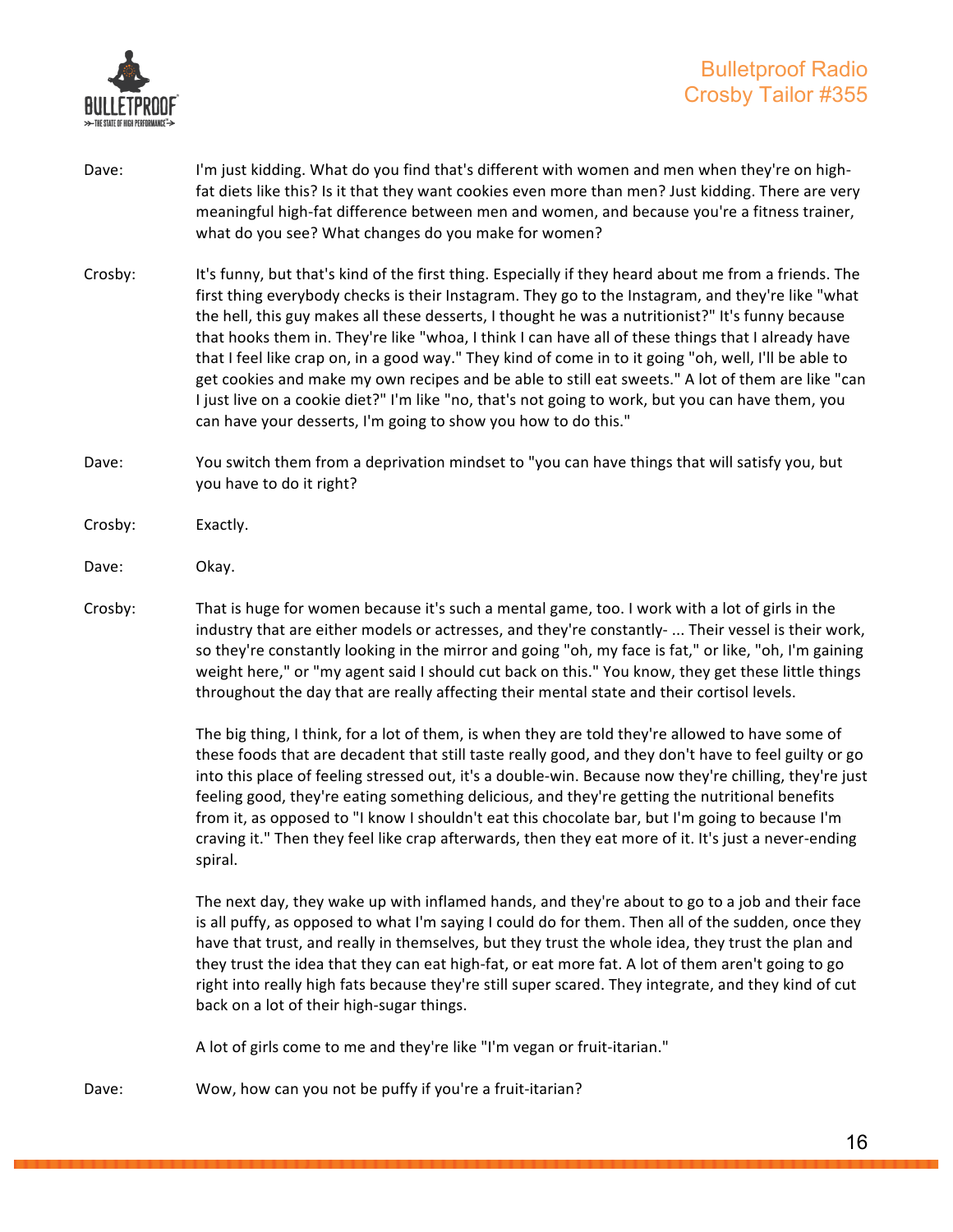Dave: I'm just kidding. What do you find that's different with women and men when they're on high-fat diets like this? Is it that they want cookies even more than men? Just kidding. There are very meaningful high-fat difference between men and women, and because you're a fitness trainer, what do you see? What changes do you make for women?

Crosby: It's funny, but that's kind of the first thing. Especially if they heard about me from a friends. The first thing everybody checks is their Instagram. They go to the Instagram, and they're like "what the hell, this guy makes all these desserts, I thought he was a nutritionist?" It's funny because that hooks them in. They're like "whoa, I think I can have all of these things that I already have that I feel like crap on, in a good way." They kind of come in to it going "oh, well, I'll be able to get cookies and make my own recipes and be able to still eat sweets." A lot of them are like "can I just live on a cookie diet?" I'm like "no, that's not going to work, but you can have them, you can have your desserts, I'm going to show you how to do this."

Dave: You switch them from a deprivation mindset to "you can have things that will satisfy you, but you have to do it right?

Crosby: Exactly.

Dave: Okay.

Crosby: That is huge for women because it's such a mental game, too. I work with a lot of girls in the industry that are either models or actresses, and they're constantly- ... Their vessel is their work, so they're constantly looking in the mirror and going "oh, my face is fat," or like, "oh, I'm gaining weight here," or "my agent said I should cut back on this." You know, they get these little things throughout the day that are really affecting their mental state and their cortisol levels.

The big thing, I think, for a lot of them, is when they are told they're allowed to have some of these foods that are decadent that still taste really good, and they don't have to feel guilty or go into this place of feeling stressed out, it's a double-win. Because now they're chilling, they're just feeling good, they're eating something delicious, and they're getting the nutritional benefits from it, as opposed to "I know I shouldn't eat this chocolate bar, but I'm going to because I'm craving it." Then they feel like crap afterwards, then they eat more of it. It's just a never-ending spiral.

The next day, they wake up with inflamed hands, and they're about to go to a job and their face is all puffy, as opposed to what I'm saying I could do for them. Then all of the sudden, once they have that trust, and really in themselves, but they trust the whole idea, they trust the plan and they trust the idea that they can eat high-fat, or eat more fat. A lot of them aren't going to go right into really high fats because they're still super scared. They integrate, and they kind of cut back on a lot of their high-sugar things.

A lot of girls come to me and they're like "I'm vegan or fruit-itarian."

Dave: Wow, how can you not be puffy if you're a fruit-itarian?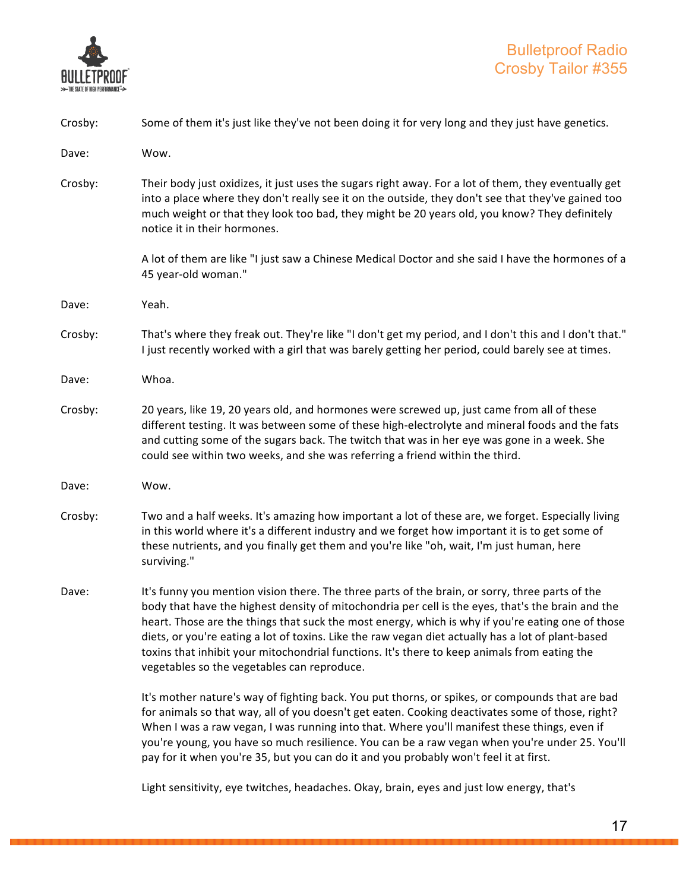Crosby: Some of them it's just like they've not been doing it for very long and they just have genetics.

Dave: Wow.

Crosby: Their body just oxidizes, it just uses the sugars right away. For a lot of them, they eventually get into a place where they don't really see it on the outside, they don't see that they've gained too much weight or that they look too bad, they might be 20 years old, you know? They definitely notice it in their hormones.

A lot of them are like "I just saw a Chinese Medical Doctor and she said I have the hormones of a 45 year-old woman."

Dave: Yeah.

Crosby: That's where they freak out. They're like "I don't get my period, and I don't this and I don't that." I just recently worked with a girl that was barely getting her period, could barely see at times.

Dave: Whoa.

Crosby: 20 years, like 19, 20 years old, and hormones were screwed up, just came from all of these different testing. It was between some of these high-electrolyte and mineral foods and the fats and cutting some of the sugars back. The twitch that was in her eye was gone in a week. She could see within two weeks, and she was referring a friend within the third.

Dave: Wow.

Crosby: Two and a half weeks. It's amazing how important a lot of these are, we forget. Especially living in this world where it's a different industry and we forget how important it is to get some of these nutrients, and you finally get them and you're like "oh, wait, I'm just human, here surviving."

Dave: It's funny you mention vision there. The three parts of the brain, or sorry, three parts of the body that have the highest density of mitochondria per cell is the eyes, that's the brain and the heart. Those are the things that suck the most energy, which is why if you're eating one of those diets, or you're eating a lot of toxins. Like the raw vegan diet actually has a lot of plant-based toxins that inhibit your mitochondrial functions. It's there to keep animals from eating the vegetables so the vegetables can reproduce.

It's mother nature's way of fighting back. You put thorns, or spikes, or compounds that are bad for animals so that way, all of you doesn't get eaten. Cooking deactivates some of those, right? When I was a raw vegan, I was running into that. Where you'll manifest these things, even if you're young, you have so much resilience. You can be a raw vegan when you're under 25. You'll pay for it when you're 35, but you can do it and you probably won't feel it at first.

Light sensitivity, eye twitches, headaches. Okay, brain, eyes and just low energy, that's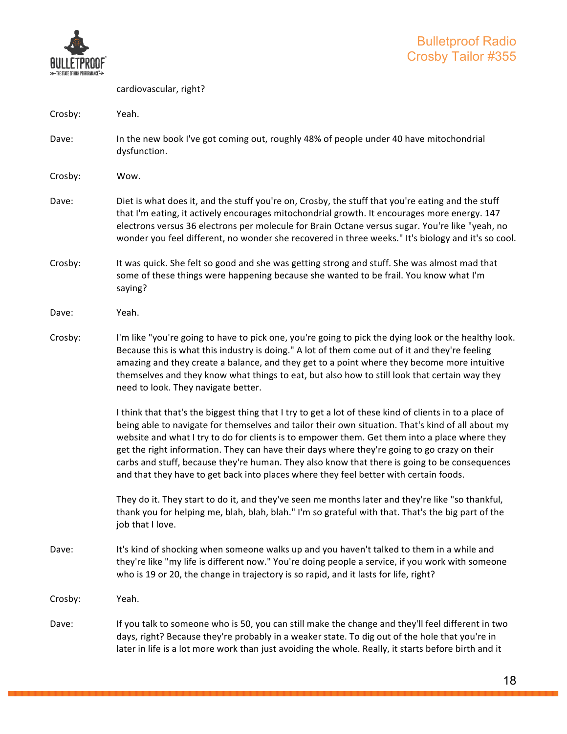cardiovascular, right?

Crosby: Yeah.

Dave: In the new book I've got coming out, roughly 48% of people under 40 have mitochondrial dysfunction.

Crosby: Wow.

Dave: Diet is what does it, and the stuff you're on, Crosby, the stuff that you're eating and the stuff that I'm eating, it actively encourages mitochondrial growth. It encourages more energy. 147 electrons versus 36 electrons per molecule for Brain Octane versus sugar. You're like "yeah, no wonder you feel different, no wonder she recovered in three weeks." It's biology and it's so cool.

Crosby: It was quick. She felt so good and she was getting strong and stuff. She was almost mad that some of these things were happening because she wanted to be frail. You know what I'm saying?

Dave: Yeah.

Crosby: I'm like "you're going to have to pick one, you're going to pick the dying look or the healthy look. Because this is what this industry is doing." A lot of them come out of it and they're feeling amazing and they create a balance, and they get to a point where they become more intuitive themselves and they know what things to eat, but also how to still look that certain way they need to look. They navigate better.

I think that that's the biggest thing that I try to get a lot of these kind of clients in to a place of being able to navigate for themselves and tailor their own situation. That's kind of all about my website and what I try to do for clients is to empower them. Get them into a place where they get the right information. They can have their days where they're going to go crazy on their carbs and stuff, because they're human. They also know that there is going to be consequences and that they have to get back into places where they feel better with certain foods.

They do it. They start to do it, and they've seen me months later and they're like "so thankful, thank you for helping me, blah, blah, blah." I'm so grateful with that. That's the big part of the job that I love.

Dave: It's kind of shocking when someone walks up and you haven't talked to them in a while and they're like "my life is different now." You're doing people a service, if you work with someone who is 19 or 20, the change in trajectory is so rapid, and it lasts for life, right?

Crosby: Yeah.

Dave: If you talk to someone who is 50, you can still make the change and they'll feel different in two days, right? Because they're probably in a weaker state. To dig out of the hole that you're in later in life is a lot more work than just avoiding the whole. Really, it starts before birth and it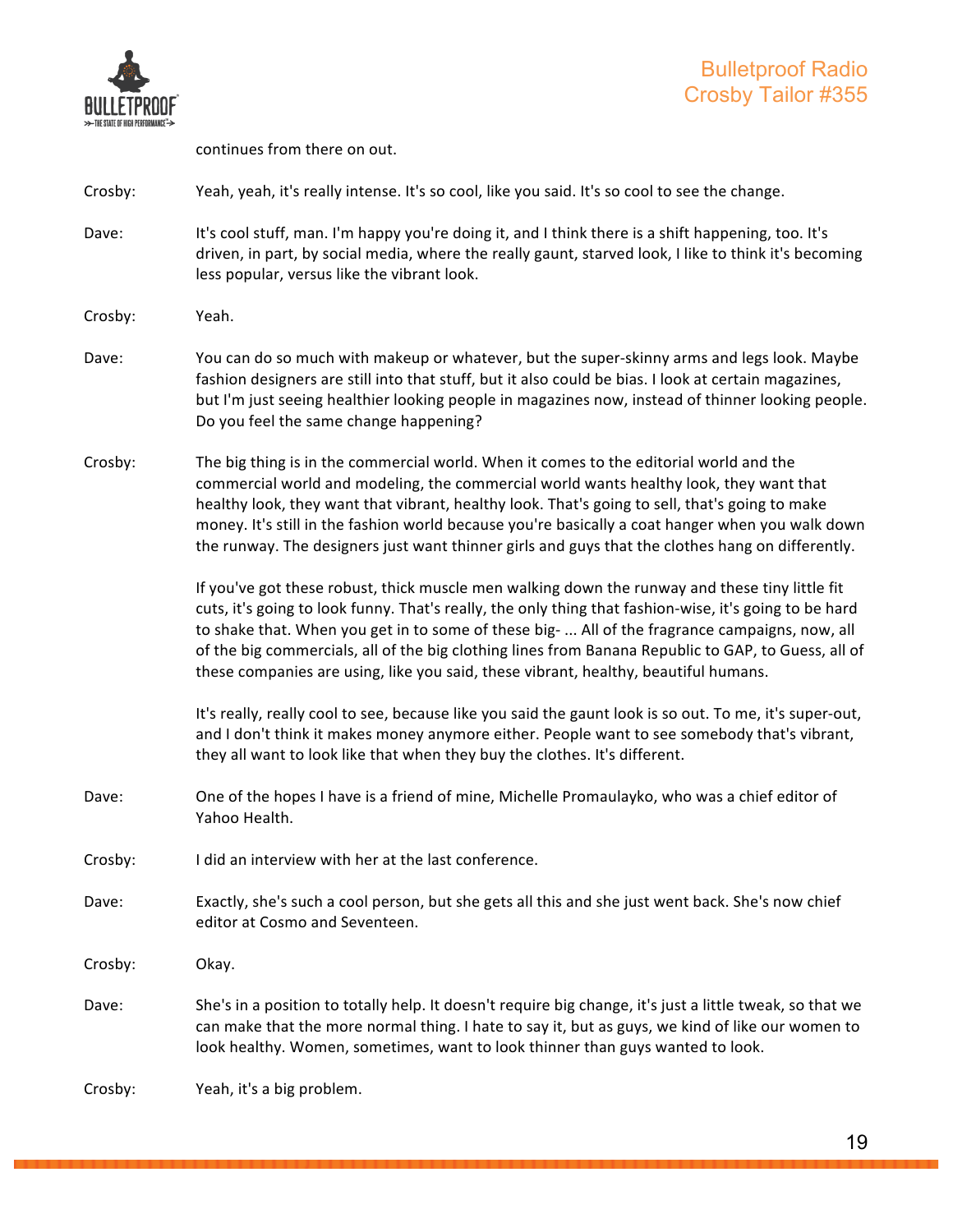continues from there on out.

Crosby: Yeah, yeah, it's really intense. It's so cool, like you said. It's so cool to see the change.

Dave: It's cool stuff, man. I'm happy you're doing it, and I think there is a shift happening, too. It's driven, in part, by social media, where the really gaunt, starved look, I like to think it's becoming less popular, versus like the vibrant look.

Crosby: Yeah.

Dave: You can do so much with makeup or whatever, but the super-skinny arms and legs look. Maybe fashion designers are still into that stuff, but it also could be bias. I look at certain magazines, but I'm just seeing healthier looking people in magazines now, instead of thinner looking people. Do you feel the same change happening?

Crosby: The big thing is in the commercial world. When it comes to the editorial world and the commercial world and modeling, the commercial world wants healthy look, they want that healthy look, they want that vibrant, healthy look. That's going to sell, that's going to make money. It's still in the fashion world because you're basically a coat hanger when you walk down the runway. The designers just want thinner girls and guys that the clothes hang on differently.

If you've got these robust, thick muscle men walking down the runway and these tiny little fit cuts, it's going to look funny. That's really, the only thing that fashion-wise, it's going to be hard to shake that. When you get in to some of these big- ... All of the fragrance campaigns, now, all of the big commercials, all of the big clothing lines from Banana Republic to GAP, to Guess, all of these companies are using, like you said, these vibrant, healthy, beautiful humans.

It's really, really cool to see, because like you said the gaunt look is so out. To me, it's super-out, and I don't think it makes money anymore either. People want to see somebody that's vibrant, they all want to look like that when they buy the clothes. It's different.

Dave: One of the hopes I have is a friend of mine, Michelle Promaulayko, who was a chief editor of Yahoo Health.

Crosby: I did an interview with her at the last conference.

Dave: Exactly, she's such a cool person, but she gets all this and she just went back. She's now chief editor at Cosmo and Seventeen.

Crosby: Okay.

Dave: She's in a position to totally help. It doesn't require big change, it's just a little tweak, so that we can make that the more normal thing. I hate to say it, but as guys, we kind of like our women to look healthy. Women, sometimes, want to look thinner than guys wanted to look.

Crosby: Yeah, it's a big problem.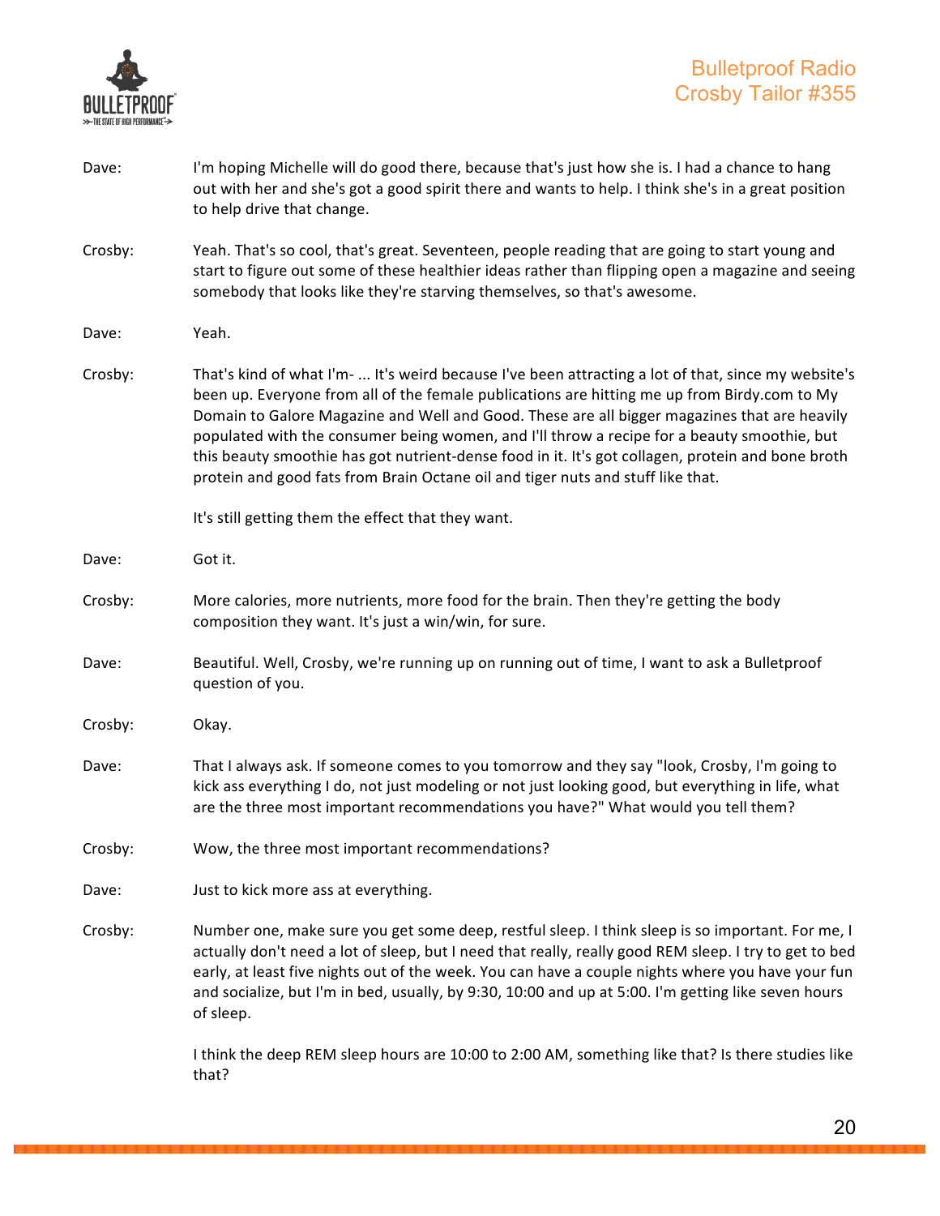Dave: I'm hoping Michelle will do good there, because that's just how she is. I had a chance to hang out with her and she's got a good spirit there and wants to help. I think she's in a great position to help drive that change.

Crosby: Yeah. That's so cool, that's great. Seventeen, people reading that are going to start young and start to figure out some of these healthier ideas rather than flipping open a magazine and seeing somebody that looks like they're starving themselves, so that's awesome.

Dave: Yeah.

Crosby: That's kind of what I'm- ... It's weird because I've been attracting a lot of that, since my website's been up. Everyone from all of the female publications are hitting me up from Birdy.com to My Domain to Galore Magazine and Well and Good. These are all bigger magazines that are heavily populated with the consumer being women, and I'll throw a recipe for a beauty smoothie, but this beauty smoothie has got nutrient-dense food in it. It's got collagen, protein and bone broth protein and good fats from Brain Octane oil and tiger nuts and stuff like that.

It's still getting them the effect that they want.

Dave: Got it.

Crosby: More calories, more nutrients, more food for the brain. Then they're getting the body composition they want. It's just a win/win, for sure.

Dave: Beautiful. Well, Crosby, we're running up on running out of time, I want to ask a Bulletproof question of you.

Crosby: Okay.

Dave: That I always ask. If someone comes to you tomorrow and they say "look, Crosby, I'm going to kick ass everything I do, not just modeling or not just looking good, but everything in life, what are the three most important recommendations you have?" What would you tell them?

Crosby: Wow, the three most important recommendations?

Dave: Just to kick more ass at everything.

Crosby: Number one, make sure you get some deep, restful sleep. I think sleep is so important. For me, I actually don't need a lot of sleep, but I need that really, really good REM sleep. I try to get to bed early, at least five nights out of the week. You can have a couple nights where you have your fun and socialize, but I'm in bed, usually, by 9:30, 10:00 and up at 5:00. I'm getting like seven hours of sleep.

I think the deep REM sleep hours are 10:00 to 2:00 AM, something like that? Is there studies like that?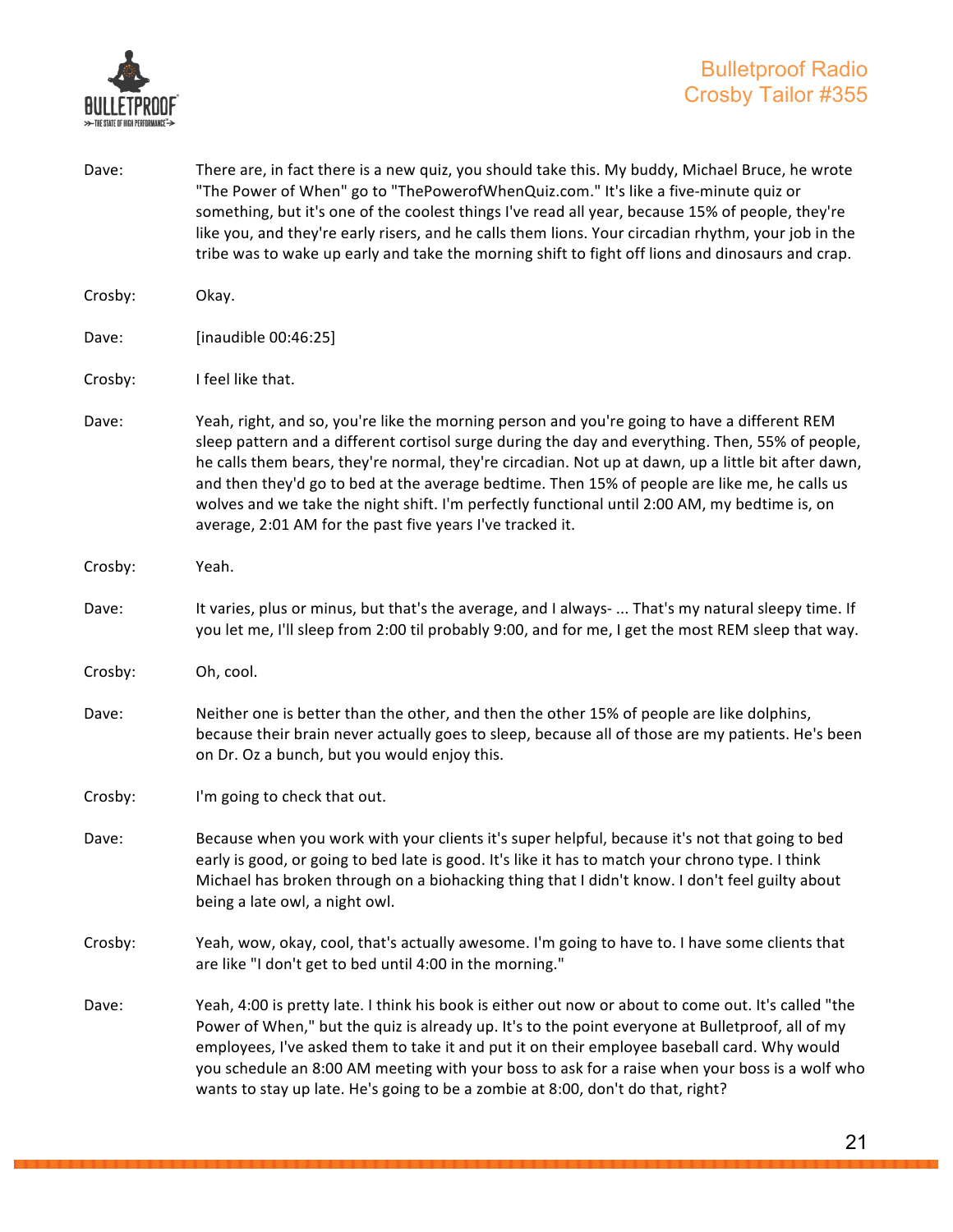Dave: There are, in fact there is a new quiz, you should take this. My buddy, Michael Bruce, he wrote "The Power of When" go to "ThePowerofWhenQuiz.com." It's like a five-minute quiz or something, but it's one of the coolest things I've read all year, because 15% of people, they're like you, and they're early risers, and he calls them lions. Your circadian rhythm, your job in the tribe was to wake up early and take the morning shift to fight off lions and dinosaurs and crap.

Crosby: Okay.

Dave: [inaudible 00:46:25]

Crosby: I feel like that.

Dave: Yeah, right, and so, you're like the morning person and you're going to have a different REM sleep pattern and a different cortisol surge during the day and everything. Then, 55% of people, he calls them bears, they're normal, they're circadian. Not up at dawn, up a little bit after dawn, and then they'd go to bed at the average bedtime. Then 15% of people are like me, he calls us wolves and we take the night shift. I'm perfectly functional until 2:00 AM, my bedtime is, on average, 2:01 AM for the past five years I've tracked it.

Crosby: Yeah.

Dave: It varies, plus or minus, but that's the average, and I always- ... That's my natural sleepy time. If you let me, I'll sleep from 2:00 til probably 9:00, and for me, I get the most REM sleep that way.

Crosby: Oh, cool.

Dave: Neither one is better than the other, and then the other 15% of people are like dolphins, because their brain never actually goes to sleep, because all of those are my patients. He's been on Dr. Oz a bunch, but you would enjoy this.

Crosby: I'm going to check that out.

Dave: Because when you work with your clients it's super helpful, because it's not that going to bed early is good, or going to bed late is good. It's like it has to match your chrono type. I think Michael has broken through on a biohacking thing that I didn't know. I don't feel guilty about being a late owl, a night owl.

Crosby: Yeah, wow, okay, cool, that's actually awesome. I'm going to have to. I have some clients that are like "I don't get to bed until 4:00 in the morning."

Dave: Yeah, 4:00 is pretty late. I think his book is either out now or about to come out. It's called "the Power of When," but the quiz is already up. It's to the point everyone at Bulletproof, all of my employees, I've asked them to take it and put it on their employee baseball card. Why would you schedule an 8:00 AM meeting with your boss to ask for a raise when your boss is a wolf who wants to stay up late. He's going to be a zombie at 8:00, don't do that, right?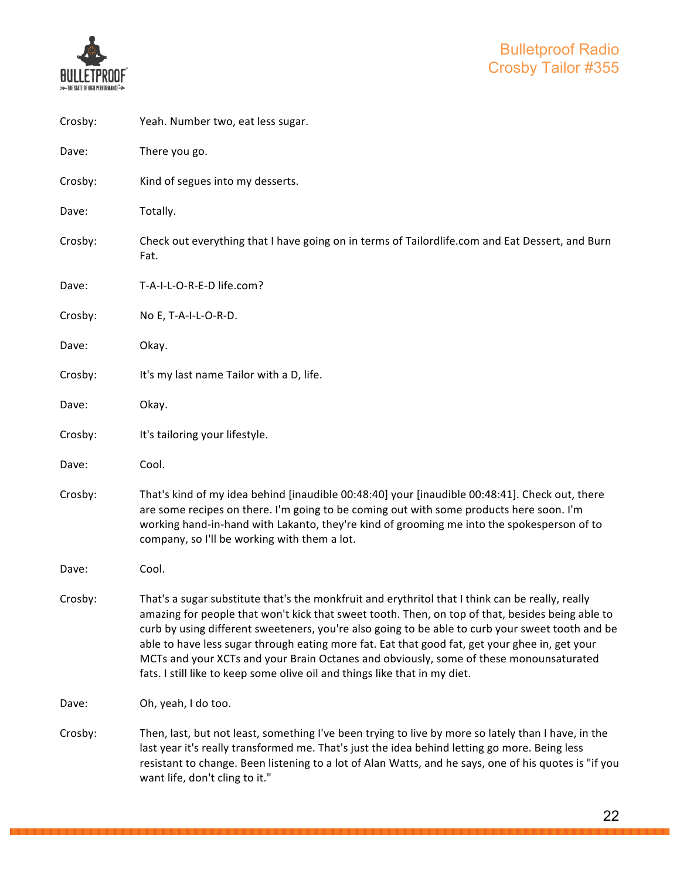Crosby: Yeah. Number two, eat less sugar.

Dave: There you go.

Crosby: Kind of segues into my desserts.

Dave: Totally.

Crosby: Check out everything that I have going on in terms of Tailordlife.com and Eat Dessert, and Burn Fat.

Dave: T-A-I-L-O-R-E-D life.com?

Crosby: No E, T-A-I-L-O-R-D.

Dave: Okay.

Crosby: It's my last name Tailor with a D, life.

Dave: Okay.

Crosby: It's tailoring your lifestyle.

Dave: Cool.

Crosby: That's kind of my idea behind [inaudible 00:48:40] your [inaudible 00:48:41]. Check out, there are some recipes on there. I'm going to be coming out with some products here soon. I'm working hand-in-hand with Lakanto, they're kind of grooming me into the spokesperson of to company, so I'll be working with them a lot.

Dave: Cool.

Crosby: That's a sugar substitute that's the monkfruit and erythritol that I think can be really, really amazing for people that won't kick that sweet tooth. Then, on top of that, besides being able to curb by using different sweeteners, you're also going to be able to curb your sweet tooth and be able to have less sugar through eating more fat. Eat that good fat, get your ghee in, get your MCTs and your XCTs and your Brain Octanes and obviously, some of these monounsaturated fats. I still like to keep some olive oil and things like that in my diet.

Dave: Oh, yeah, I do too.

Crosby: Then, last, but not least, something I've been trying to live by more so lately than I have, in the last year it's really transformed me. That's just the idea behind letting go more. Being less resistant to change. Been listening to a lot of Alan Watts, and he says, one of his quotes is "if you want life, don't cling to it."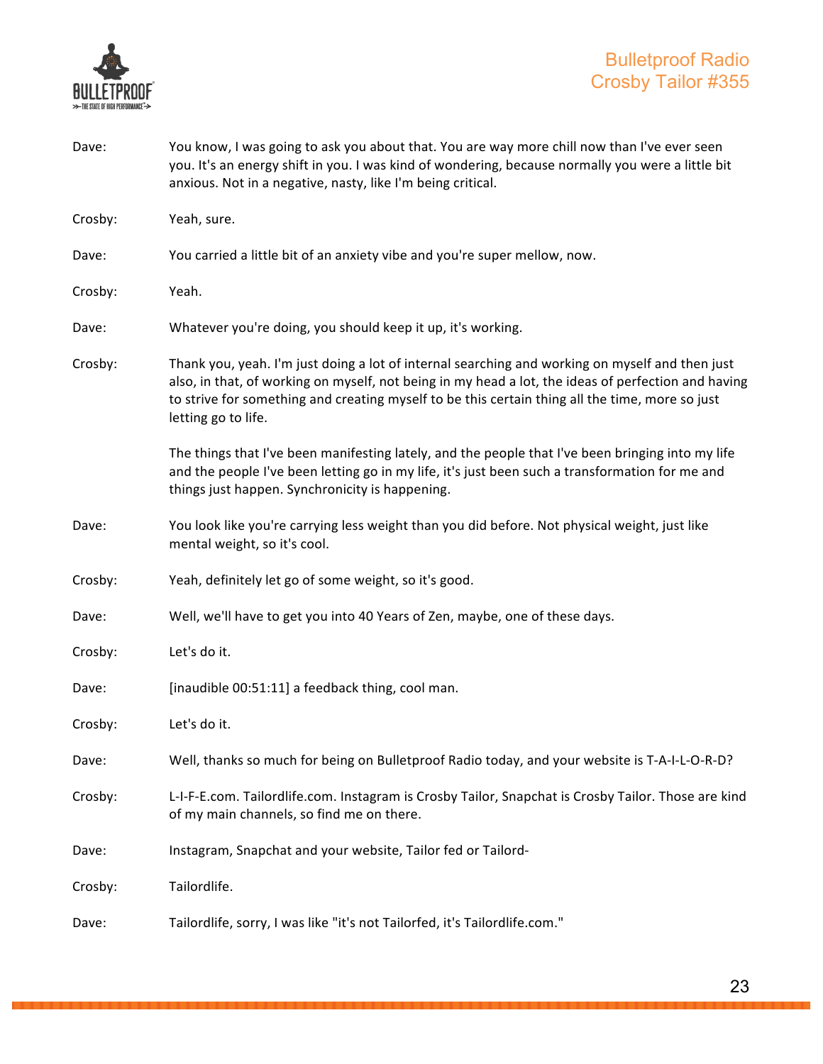Dave: You know, I was going to ask you about that. You are way more chill now than I've ever seen you. It's an energy shift in you. I was kind of wondering, because normally you were a little bit anxious. Not in a negative, nasty, like I'm being critical.

Crosby: Yeah, sure.

Dave: You carried a little bit of an anxiety vibe and you're super mellow, now.

Crosby: Yeah.

Dave: Whatever you're doing, you should keep it up, it's working.

Crosby: Thank you, yeah. I'm just doing a lot of internal searching and working on myself and then just also, in that, of working on myself, not being in my head a lot, the ideas of perfection and having to strive for something and creating myself to be this certain thing all the time, more so just letting go to life.

The things that I've been manifesting lately, and the people that I've been bringing into my life and the people I've been letting go in my life, it's just been such a transformation for me and things just happen. Synchronicity is happening.

Dave: You look like you're carrying less weight than you did before. Not physical weight, just like mental weight, so it's cool.

Crosby: Yeah, definitely let go of some weight, so it's good.

Dave: Well, we'll have to get you into 40 Years of Zen, maybe, one of these days.

Crosby: Let's do it.

Dave: [inaudible 00:51:11] a feedback thing, cool man.

Crosby: Let's do it.

Dave: Well, thanks so much for being on Bulletproof Radio today, and your website is T-A-I-L-O-R-D?

Crosby: L-I-F-E.com. Tailordlife.com. Instagram is Crosby Tailor, Snapchat is Crosby Tailor. Those are kind of my main channels, so find me on there.

Dave: Instagram, Snapchat and your website, Tailor fed or Tailord-

Crosby: Tailordlife.

Dave: Tailordlife, sorry, I was like "it's not Tailorfed, it's Tailordlife.com."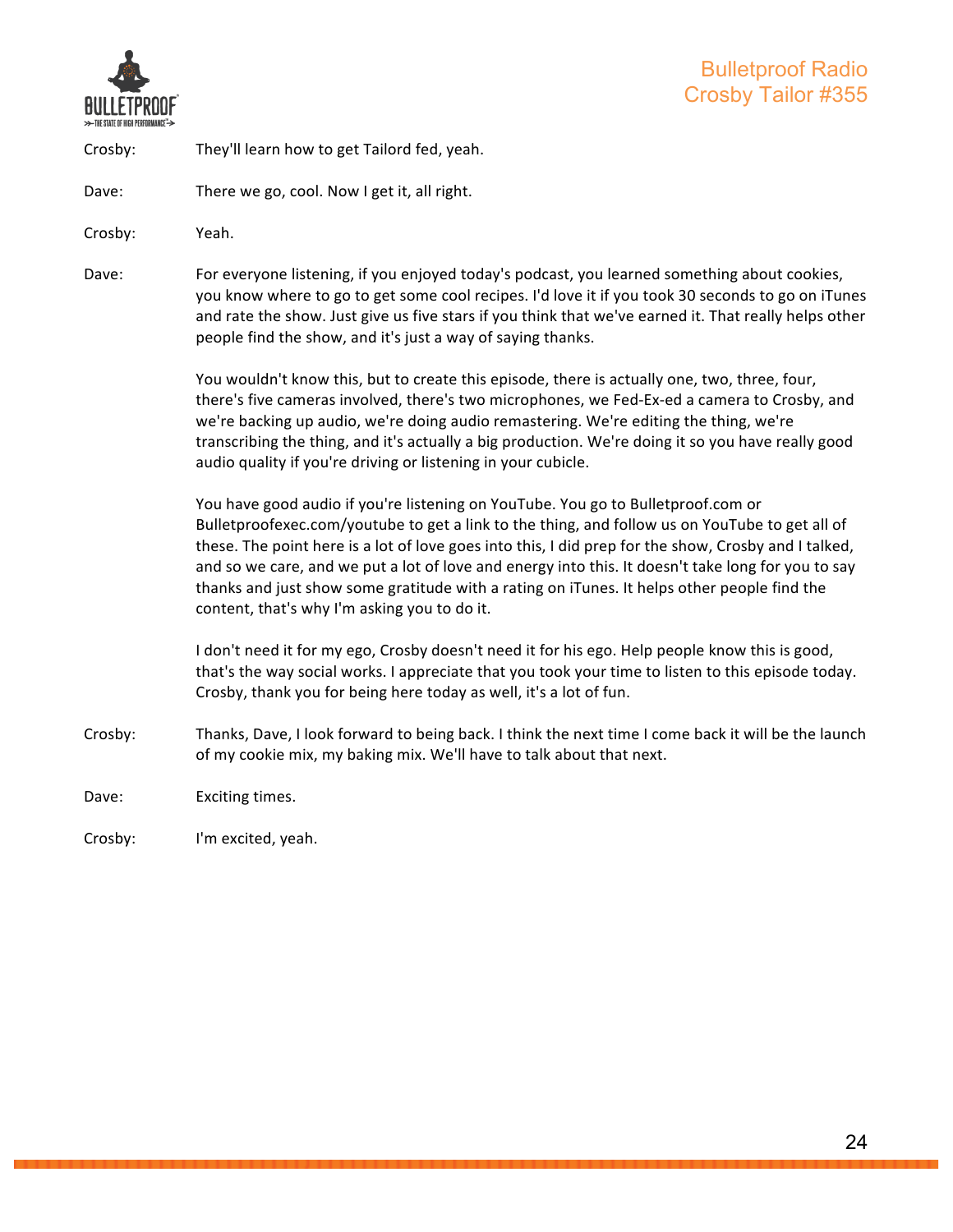Crosby: They'll learn how to get Tailord fed, yeah.

Dave: There we go, cool. Now I get it, all right.

Crosby: Yeah.

Dave: For everyone listening, if you enjoyed today's podcast, you learned something about cookies, you know where to go to get some cool recipes. I'd love it if you took 30 seconds to go on iTunes and rate the show. Just give us five stars if you think that we've earned it. That really helps other people find the show, and it's just a way of saying thanks.

You wouldn't know this, but to create this episode, there is actually one, two, three, four, there's five cameras involved, there's two microphones, we Fed-Ex-ed a camera to Crosby, and we're backing up audio, we're doing audio remastering. We're editing the thing, we're transcribing the thing, and it's actually a big production. We're doing it so you have really good audio quality if you're driving or listening in your cubicle.

You have good audio if you're listening on YouTube. You go to Bulletproof.com or Bulletproofexec.com/youtube to get a link to the thing, and follow us on YouTube to get all of these. The point here is a lot of love goes into this, I did prep for the show, Crosby and I talked, and so we care, and we put a lot of love and energy into this. It doesn't take long for you to say thanks and just show some gratitude with a rating on iTunes. It helps other people find the content, that's why I'm asking you to do it.

I don't need it for my ego, Crosby doesn't need it for his ego. Help people know this is good, that's the way social works. I appreciate that you took your time to listen to this episode today. Crosby, thank you for being here today as well, it's a lot of fun.

Crosby: Thanks, Dave, I look forward to being back. I think the next time I come back it will be the launch of my cookie mix, my baking mix. We'll have to talk about that next.

Dave: Exciting times.

Crosby: I'm excited, yeah.